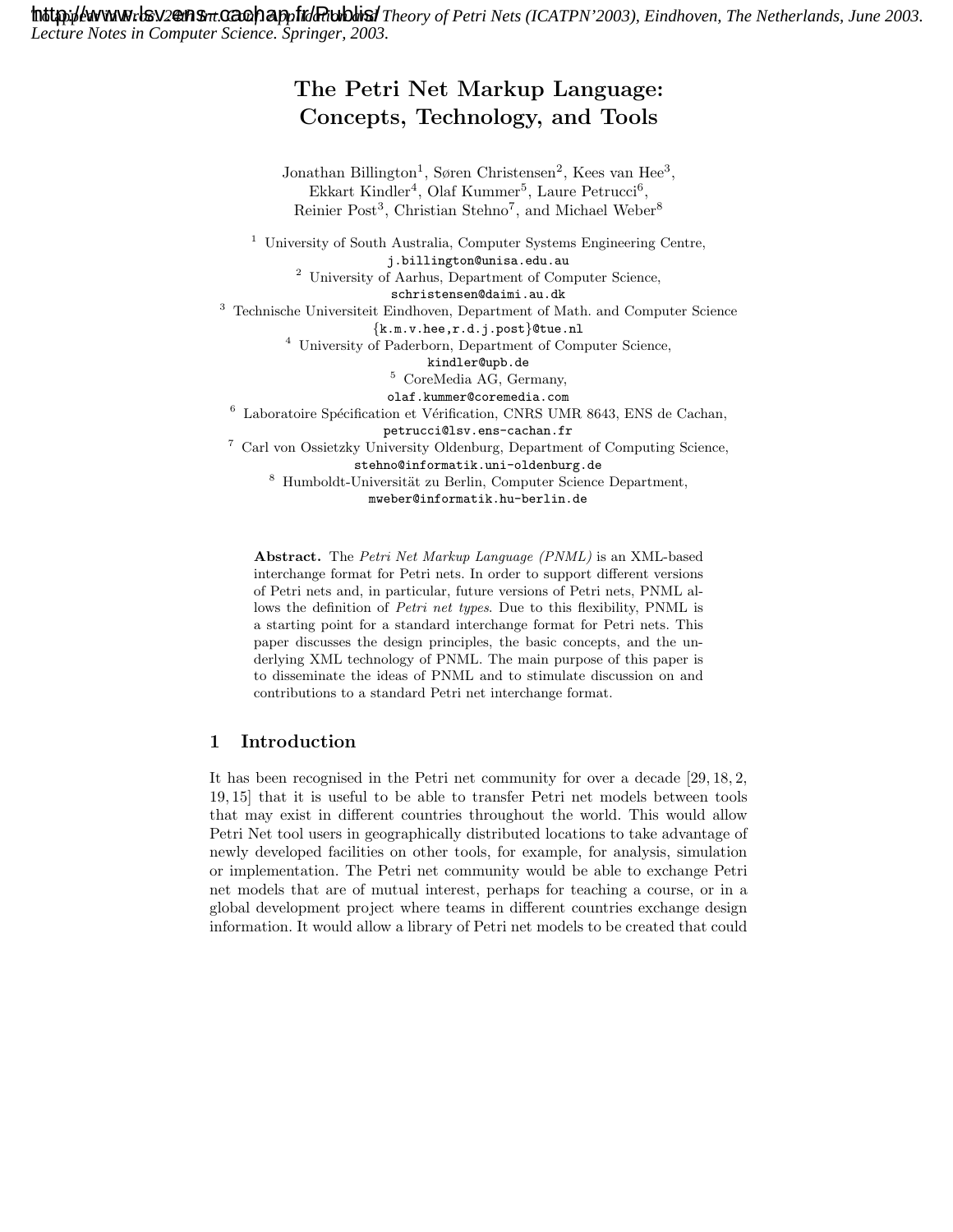To appear in Proc. 24th Int. Conf. Application and Theory of Petri Nets (ICATPN'2003), Eindhoven, The Netherlands, June 2003. Lecture Notes in Computer Science. Springer, 2003.

# The Petri Net Markup Language: Concepts, Technology, and Tools

Jonathan Billington[1], Søren Christensen[2], Kees van Hee[3], Ekkart Kindler[4], Olaf Kummer[5], Laure Petrucci[6], Reinier Post[3], Christian Stehno[7], and Michael Weber[8]

[1] University of South Australia, Computer Systems Engineering Centre, j.billington@unisa.edu.au

[2] University of Aarhus, Department of Computer Science, schristensen@daimi.au.dk

[3] Technische Universiteit Eindhoven, Department of Math. and Computer Science {k.m.v.hee,r.d.j.post}@tue.nl

[4] University of Paderborn, Department of Computer Science, kindler@upb.de

[5] CoreMedia AG, Germany, olaf.kummer@coremedia.com

[6] Laboratoire Spécification et Vérification, CNRS UMR 8643, ENS de Cachan, petrucci@lsv.ens-cachan.fr

[7] Carl von Ossietzky University Oldenburg, Department of Computing Science, stehno@informatik.uni-oldenburg.de

[8] Humboldt-Universität zu Berlin, Computer Science Department, mweber@informatik.hu-berlin.de

**Abstract.** The *Petri Net Markup Language (PNML)* is an XML-based interchange format for Petri nets. In order to support different versions of Petri nets and, in particular, future versions of Petri nets, PNML allows the definition of *Petri net types*. Due to this flexibility, PNML is a starting point for a standard interchange format for Petri nets. This paper discusses the design principles, the basic concepts, and the underlying XML technology of PNML. The main purpose of this paper is to disseminate the ideas of PNML and to stimulate discussion on and contributions to a standard Petri net interchange format.

## 1 Introduction

It has been recognised in the Petri net community for over a decade [29, 18, 2, 19, 15] that it is useful to be able to transfer Petri net models between tools that may exist in different countries throughout the world. This would allow Petri Net tool users in geographically distributed locations to take advantage of newly developed facilities on other tools, for example, for analysis, simulation or implementation. The Petri net community would be able to exchange Petri net models that are of mutual interest, perhaps for teaching a course, or in a global development project where teams in different countries exchange design information. It would allow a library of Petri net models to be created that could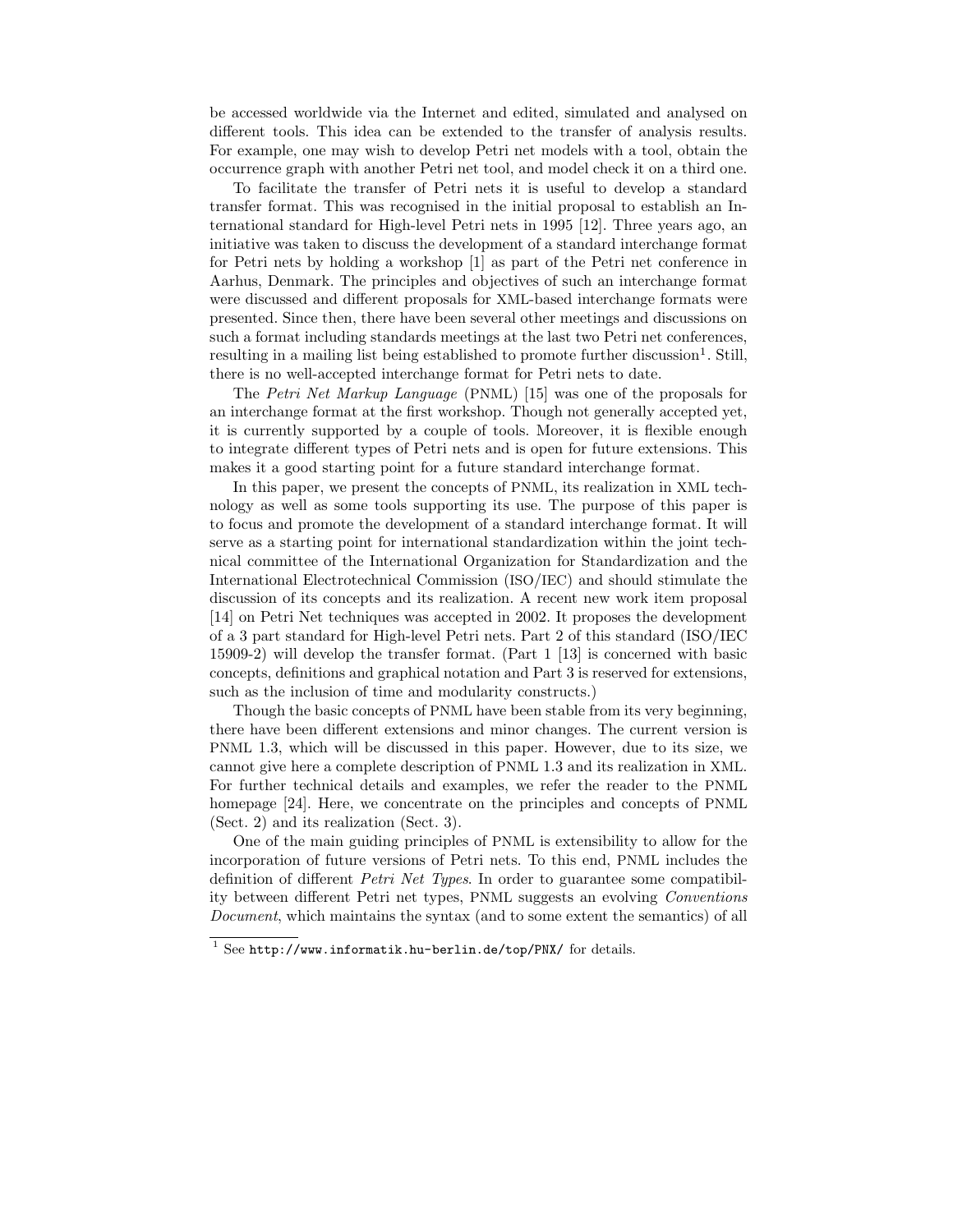be accessed worldwide via the Internet and edited, simulated and analysed on different tools. This idea can be extended to the transfer of analysis results. For example, one may wish to develop Petri net models with a tool, obtain the occurrence graph with another Petri net tool, and model check it on a third one.

To facilitate the transfer of Petri nets it is useful to develop a standard transfer format. This was recognised in the initial proposal to establish an International standard for High-level Petri nets in 1995 [12]. Three years ago, an initiative was taken to discuss the development of a standard interchange format for Petri nets by holding a workshop [1] as part of the Petri net conference in Aarhus, Denmark. The principles and objectives of such an interchange format were discussed and different proposals for XML-based interchange formats were presented. Since then, there have been several other meetings and discussions on such a format including standards meetings at the last two Petri net conferences, resulting in a mailing list being established to promote further discussion[1]. Still, there is no well-accepted interchange format for Petri nets to date.

The *Petri Net Markup Language* (PNML) [15] was one of the proposals for an interchange format at the first workshop. Though not generally accepted yet, it is currently supported by a couple of tools. Moreover, it is flexible enough to integrate different types of Petri nets and is open for future extensions. This makes it a good starting point for a future standard interchange format.

In this paper, we present the concepts of PNML, its realization in XML technology as well as some tools supporting its use. The purpose of this paper is to focus and promote the development of a standard interchange format. It will serve as a starting point for international standardization within the joint technical committee of the International Organization for Standardization and the International Electrotechnical Commission (ISO/IEC) and should stimulate the discussion of its concepts and its realization. A recent new work item proposal [14] on Petri Net techniques was accepted in 2002. It proposes the development of a 3 part standard for High-level Petri nets. Part 2 of this standard (ISO/IEC 15909-2) will develop the transfer format. (Part 1 [13] is concerned with basic concepts, definitions and graphical notation and Part 3 is reserved for extensions, such as the inclusion of time and modularity constructs.)

Though the basic concepts of PNML have been stable from its very beginning, there have been different extensions and minor changes. The current version is PNML 1.3, which will be discussed in this paper. However, due to its size, we cannot give here a complete description of PNML 1.3 and its realization in XML. For further technical details and examples, we refer the reader to the PNML homepage [24]. Here, we concentrate on the principles and concepts of PNML (Sect. 2) and its realization (Sect. 3).

One of the main guiding principles of PNML is extensibility to allow for the incorporation of future versions of Petri nets. To this end, PNML includes the definition of different *Petri Net Types*. In order to guarantee some compatibility between different Petri net types, PNML suggests an evolving *Conventions Document*, which maintains the syntax (and to some extent the semantics) of all

[1] See `http://www.informatik.hu-berlin.de/top/PNX/` for details.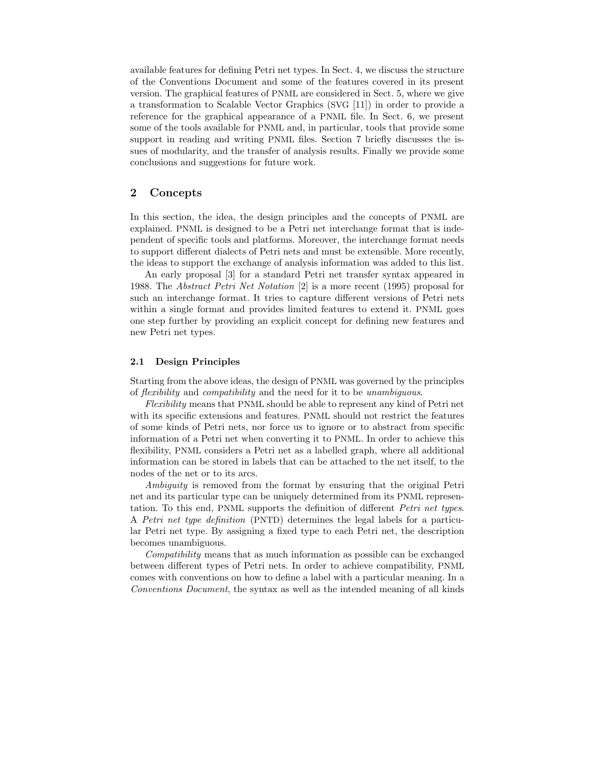available features for defining Petri net types. In Sect. 4, we discuss the structure of the Conventions Document and some of the features covered in its present version. The graphical features of PNML are considered in Sect. 5, where we give a transformation to Scalable Vector Graphics (SVG [11]) in order to provide a reference for the graphical appearance of a PNML file. In Sect. 6, we present some of the tools available for PNML and, in particular, tools that provide some support in reading and writing PNML files. Section 7 briefly discusses the issues of modularity, and the transfer of analysis results. Finally we provide some conclusions and suggestions for future work.

## 2 Concepts

In this section, the idea, the design principles and the concepts of PNML are explained. PNML is designed to be a Petri net interchange format that is independent of specific tools and platforms. Moreover, the interchange format needs to support different dialects of Petri nets and must be extensible. More recently, the ideas to support the exchange of analysis information was added to this list.

An early proposal [3] for a standard Petri net transfer syntax appeared in 1988. The *Abstract Petri Net Notation* [2] is a more recent (1995) proposal for such an interchange format. It tries to capture different versions of Petri nets within a single format and provides limited features to extend it. PNML goes one step further by providing an explicit concept for defining new features and new Petri net types.

### 2.1 Design Principles

Starting from the above ideas, the design of PNML was governed by the principles of *flexibility* and *compatibility* and the need for it to be *unambiguous*.

*Flexibility* means that PNML should be able to represent any kind of Petri net with its specific extensions and features. PNML should not restrict the features of some kinds of Petri nets, nor force us to ignore or to abstract from specific information of a Petri net when converting it to PNML. In order to achieve this flexibility, PNML considers a Petri net as a labelled graph, where all additional information can be stored in labels that can be attached to the net itself, to the nodes of the net or to its arcs.

*Ambiguity* is removed from the format by ensuring that the original Petri net and its particular type can be uniquely determined from its PNML representation. To this end, PNML supports the definition of different *Petri net types*. A *Petri net type definition* (PNTD) determines the legal labels for a particular Petri net type. By assigning a fixed type to each Petri net, the description becomes unambiguous.

*Compatibility* means that as much information as possible can be exchanged between different types of Petri nets. In order to achieve compatibility, PNML comes with conventions on how to define a label with a particular meaning. In a *Conventions Document*, the syntax as well as the intended meaning of all kinds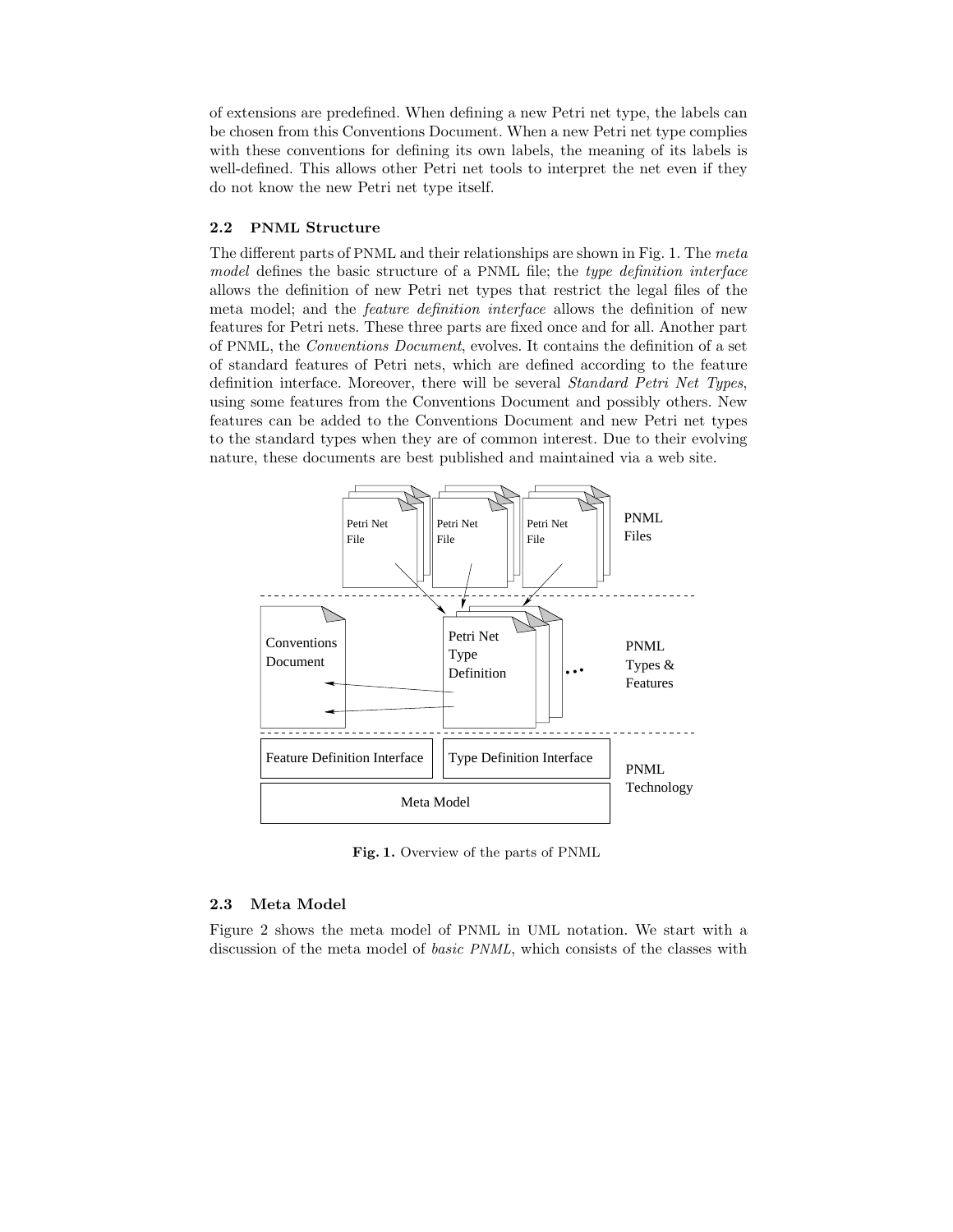of extensions are predefined. When defining a new Petri net type, the labels can be chosen from this Conventions Document. When a new Petri net type complies with these conventions for defining its own labels, the meaning of its labels is well-defined. This allows other Petri net tools to interpret the net even if they do not know the new Petri net type itself.

### 2.2 PNML Structure

The different parts of PNML and their relationships are shown in Fig. 1. The *meta model* defines the basic structure of a PNML file; the *type definition interface* allows the definition of new Petri net types that restrict the legal files of the meta model; and the *feature definition interface* allows the definition of new features for Petri nets. These three parts are fixed once and for all. Another part of PNML, the *Conventions Document*, evolves. It contains the definition of a set of standard features of Petri nets, which are defined according to the feature definition interface. Moreover, there will be several *Standard Petri Net Types*, using some features from the Conventions Document and possibly others. New features can be added to the Conventions Document and new Petri net types to the standard types when they are of common interest. Due to their evolving nature, these documents are best published and maintained via a web site.

**Fig. 1.** Overview of the parts of PNML

### 2.3 Meta Model

Figure 2 shows the meta model of PNML in UML notation. We start with a discussion of the meta model of *basic PNML*, which consists of the classes with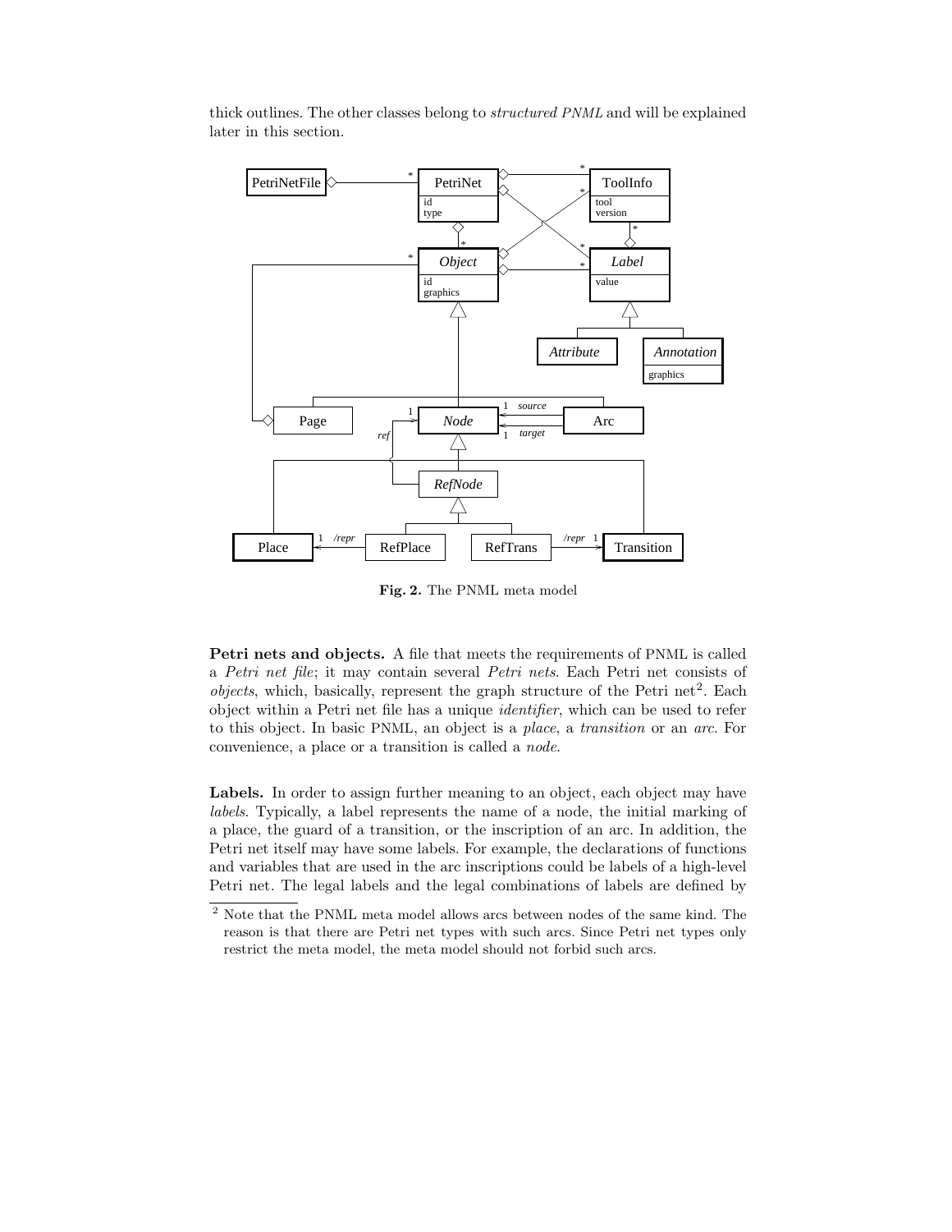thick outlines. The other classes belong to *structured PNML* and will be explained later in this section.

**Fig. 2.** The PNML meta model

**Petri nets and objects.** A file that meets the requirements of PNML is called a *Petri net file*; it may contain several *Petri nets*. Each Petri net consists of *objects*, which, basically, represent the graph structure of the Petri net[2]. Each object within a Petri net file has a unique *identifier*, which can be used to refer to this object. In basic PNML, an object is a *place*, a *transition* or an *arc*. For convenience, a place or a transition is called a *node*.

**Labels.** In order to assign further meaning to an object, each object may have *labels*. Typically, a label represents the name of a node, the initial marking of a place, the guard of a transition, or the inscription of an arc. In addition, the Petri net itself may have some labels. For example, the declarations of functions and variables that are used in the arc inscriptions could be labels of a high-level Petri net. The legal labels and the legal combinations of labels are defined by

[2] Note that the PNML meta model allows arcs between nodes of the same kind. The reason is that there are Petri net types with such arcs. Since Petri net types only restrict the meta model, the meta model should not forbid such arcs.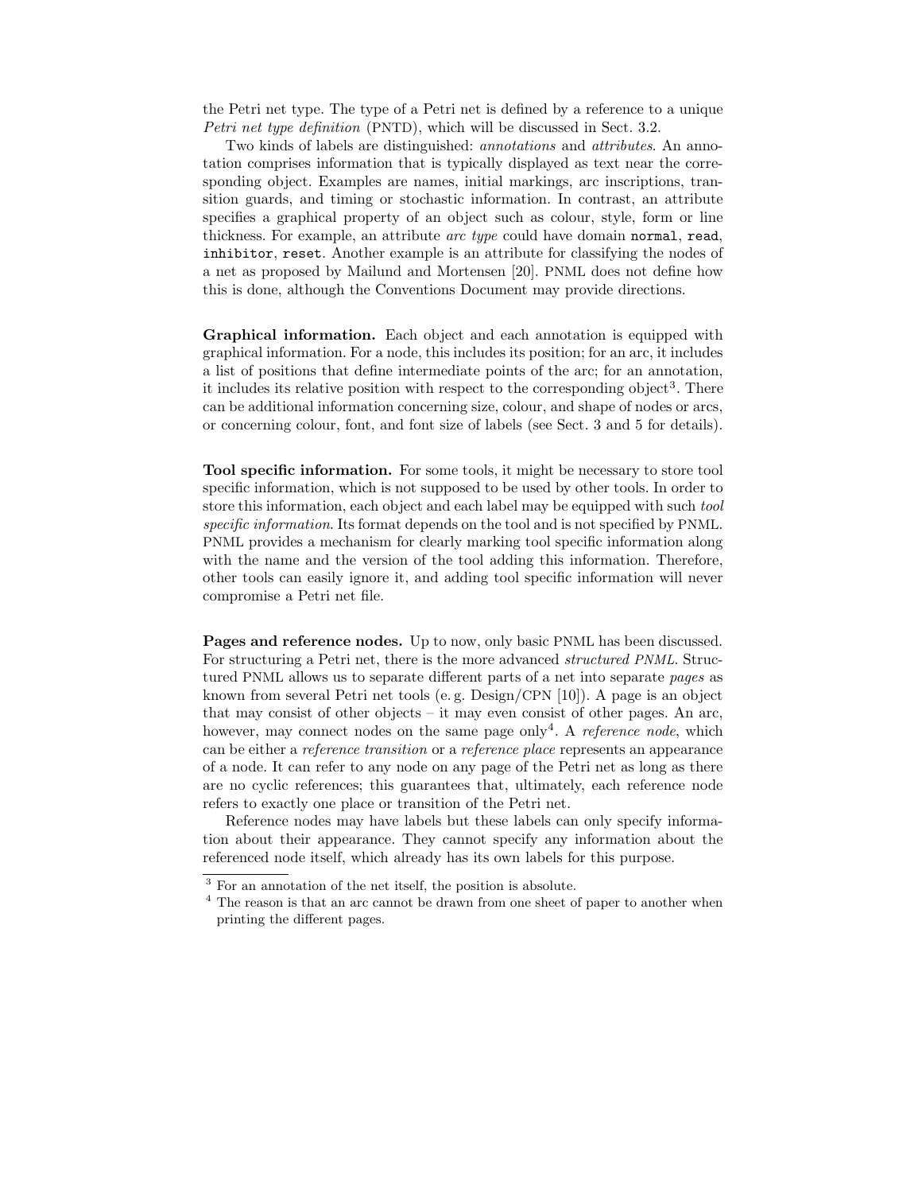the Petri net type. The type of a Petri net is defined by a reference to a unique *Petri net type definition* (PNTD), which will be discussed in Sect. 3.2.

Two kinds of labels are distinguished: *annotations* and *attributes*. An annotation comprises information that is typically displayed as text near the corresponding object. Examples are names, initial markings, arc inscriptions, transition guards, and timing or stochastic information. In contrast, an attribute specifies a graphical property of an object such as colour, style, form or line thickness. For example, an attribute *arc type* could have domain `normal`, `read`, `inhibitor`, `reset`. Another example is an attribute for classifying the nodes of a net as proposed by Mailund and Mortensen [20]. PNML does not define how this is done, although the Conventions Document may provide directions.

**Graphical information.** Each object and each annotation is equipped with graphical information. For a node, this includes its position; for an arc, it includes a list of positions that define intermediate points of the arc; for an annotation, it includes its relative position with respect to the corresponding object[3]. There can be additional information concerning size, colour, and shape of nodes or arcs, or concerning colour, font, and font size of labels (see Sect. 3 and 5 for details).

**Tool specific information.** For some tools, it might be necessary to store tool specific information, which is not supposed to be used by other tools. In order to store this information, each object and each label may be equipped with such *tool specific information*. Its format depends on the tool and is not specified by PNML. PNML provides a mechanism for clearly marking tool specific information along with the name and the version of the tool adding this information. Therefore, other tools can easily ignore it, and adding tool specific information will never compromise a Petri net file.

**Pages and reference nodes.** Up to now, only basic PNML has been discussed. For structuring a Petri net, there is the more advanced *structured PNML*. Structured PNML allows us to separate different parts of a net into separate *pages* as known from several Petri net tools (e. g. Design/CPN [10]). A page is an object that may consist of other objects – it may even consist of other pages. An arc, however, may connect nodes on the same page only[4]. A *reference node*, which can be either a *reference transition* or a *reference place* represents an appearance of a node. It can refer to any node on any page of the Petri net as long as there are no cyclic references; this guarantees that, ultimately, each reference node refers to exactly one place or transition of the Petri net.

Reference nodes may have labels but these labels can only specify information about their appearance. They cannot specify any information about the referenced node itself, which already has its own labels for this purpose.

---

[3] For an annotation of the net itself, the position is absolute.

[4] The reason is that an arc cannot be drawn from one sheet of paper to another when printing the different pages.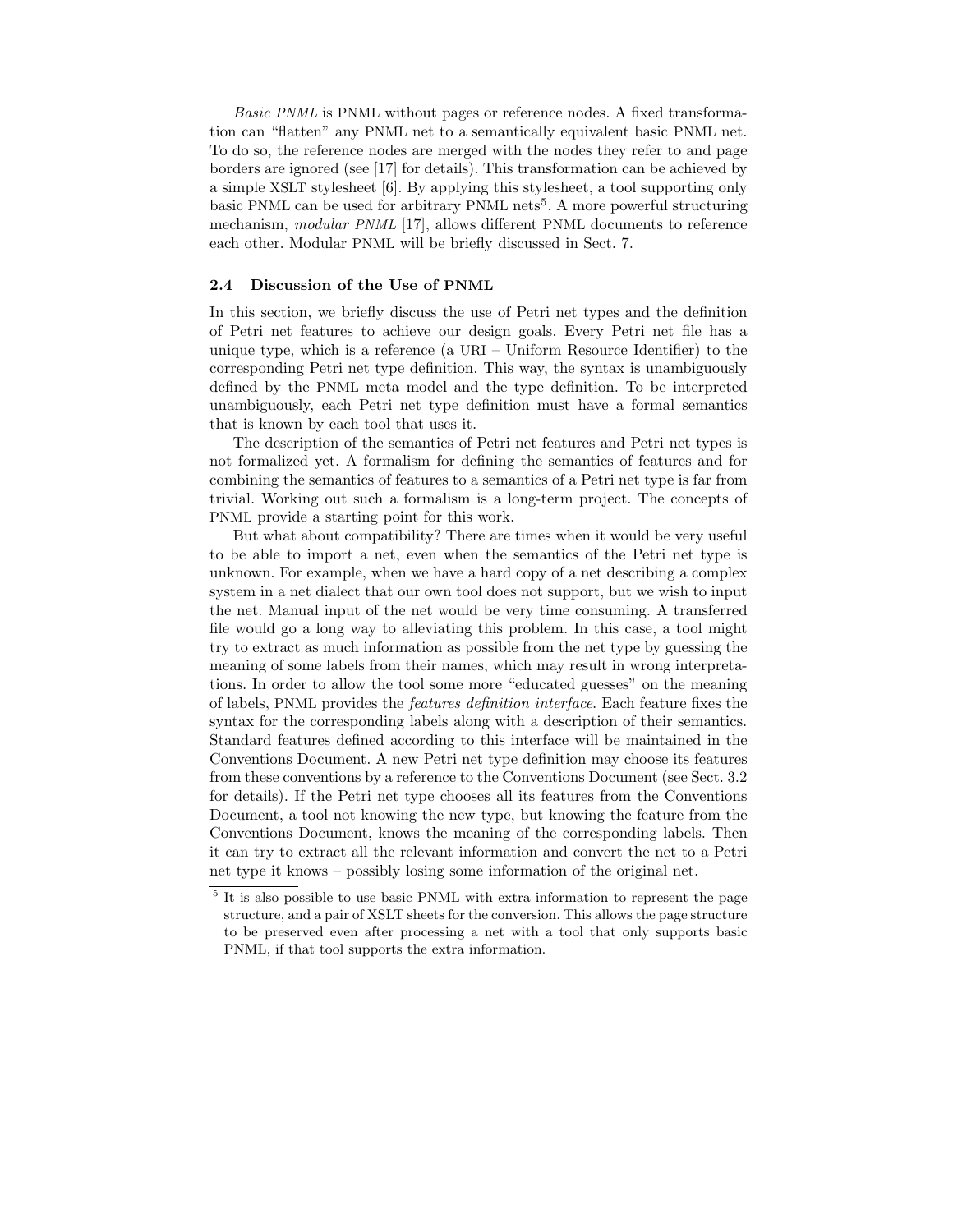*Basic PNML* is PNML without pages or reference nodes. A fixed transformation can "flatten" any PNML net to a semantically equivalent basic PNML net. To do so, the reference nodes are merged with the nodes they refer to and page borders are ignored (see [17] for details). This transformation can be achieved by a simple XSLT stylesheet [6]. By applying this stylesheet, a tool supporting only basic PNML can be used for arbitrary PNML nets[5]. A more powerful structuring mechanism, *modular PNML* [17], allows different PNML documents to reference each other. Modular PNML will be briefly discussed in Sect. 7.

### 2.4 Discussion of the Use of PNML

In this section, we briefly discuss the use of Petri net types and the definition of Petri net features to achieve our design goals. Every Petri net file has a unique type, which is a reference (a URI – Uniform Resource Identifier) to the corresponding Petri net type definition. This way, the syntax is unambiguously defined by the PNML meta model and the type definition. To be interpreted unambiguously, each Petri net type definition must have a formal semantics that is known by each tool that uses it.

The description of the semantics of Petri net features and Petri net types is not formalized yet. A formalism for defining the semantics of features and for combining the semantics of features to a semantics of a Petri net type is far from trivial. Working out such a formalism is a long-term project. The concepts of PNML provide a starting point for this work.

But what about compatibility? There are times when it would be very useful to be able to import a net, even when the semantics of the Petri net type is unknown. For example, when we have a hard copy of a net describing a complex system in a net dialect that our own tool does not support, but we wish to input the net. Manual input of the net would be very time consuming. A transferred file would go a long way to alleviating this problem. In this case, a tool might try to extract as much information as possible from the net type by guessing the meaning of some labels from their names, which may result in wrong interpretations. In order to allow the tool some more "educated guesses" on the meaning of labels, PNML provides the *features definition interface*. Each feature fixes the syntax for the corresponding labels along with a description of their semantics. Standard features defined according to this interface will be maintained in the Conventions Document. A new Petri net type definition may choose its features from these conventions by a reference to the Conventions Document (see Sect. 3.2 for details). If the Petri net type chooses all its features from the Conventions Document, a tool not knowing the new type, but knowing the feature from the Conventions Document, knows the meaning of the corresponding labels. Then it can try to extract all the relevant information and convert the net to a Petri net type it knows – possibly losing some information of the original net.

---

[5] It is also possible to use basic PNML with extra information to represent the page structure, and a pair of XSLT sheets for the conversion. This allows the page structure to be preserved even after processing a net with a tool that only supports basic PNML, if that tool supports the extra information.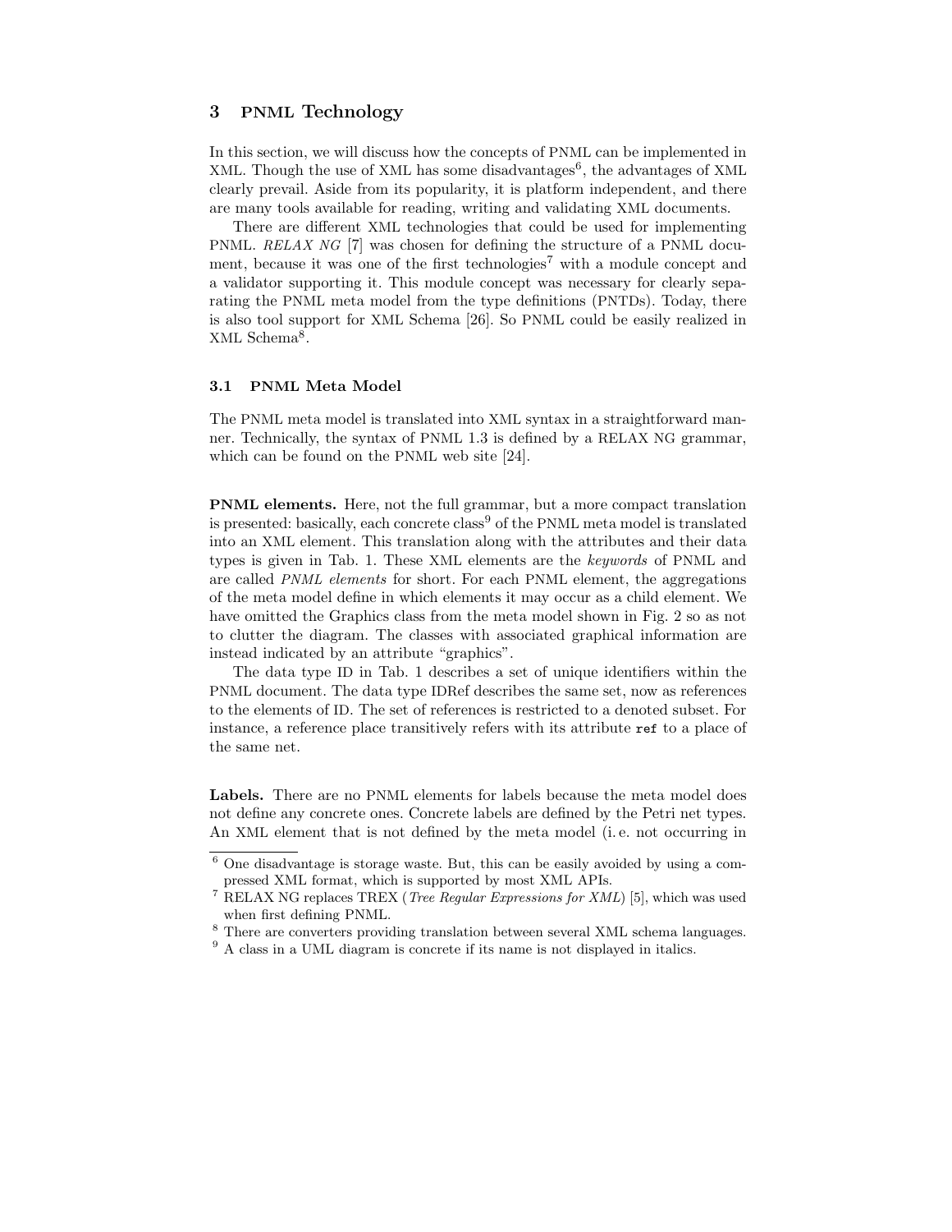## 3 PNML Technology

In this section, we will discuss how the concepts of PNML can be implemented in XML. Though the use of XML has some disadvantages[6], the advantages of XML clearly prevail. Aside from its popularity, it is platform independent, and there are many tools available for reading, writing and validating XML documents.

There are different XML technologies that could be used for implementing PNML. *RELAX NG* [7] was chosen for defining the structure of a PNML document, because it was one of the first technologies[7] with a module concept and a validator supporting it. This module concept was necessary for clearly separating the PNML meta model from the type definitions (PNTDs). Today, there is also tool support for XML Schema [26]. So PNML could be easily realized in XML Schema[8].

### 3.1 PNML Meta Model

The PNML meta model is translated into XML syntax in a straightforward manner. Technically, the syntax of PNML 1.3 is defined by a RELAX NG grammar, which can be found on the PNML web site [24].

**PNML elements.** Here, not the full grammar, but a more compact translation is presented: basically, each concrete class[9] of the PNML meta model is translated into an XML element. This translation along with the attributes and their data types is given in Tab. 1. These XML elements are the *keywords* of PNML and are called *PNML elements* for short. For each PNML element, the aggregations of the meta model define in which elements it may occur as a child element. We have omitted the Graphics class from the meta model shown in Fig. 2 so as not to clutter the diagram. The classes with associated graphical information are instead indicated by an attribute "graphics".

The data type ID in Tab. 1 describes a set of unique identifiers within the PNML document. The data type IDRef describes the same set, now as references to the elements of ID. The set of references is restricted to a denoted subset. For instance, a reference place transitively refers with its attribute `ref` to a place of the same net.

**Labels.** There are no PNML elements for labels because the meta model does not define any concrete ones. Concrete labels are defined by the Petri net types. An XML element that is not defined by the meta model (i. e. not occurring in

---

[6] One disadvantage is storage waste. But, this can be easily avoided by using a compressed XML format, which is supported by most XML APIs.

[7] RELAX NG replaces TREX (*Tree Regular Expressions for XML*) [5], which was used when first defining PNML.

[8] There are converters providing translation between several XML schema languages.

[9] A class in a UML diagram is concrete if its name is not displayed in italics.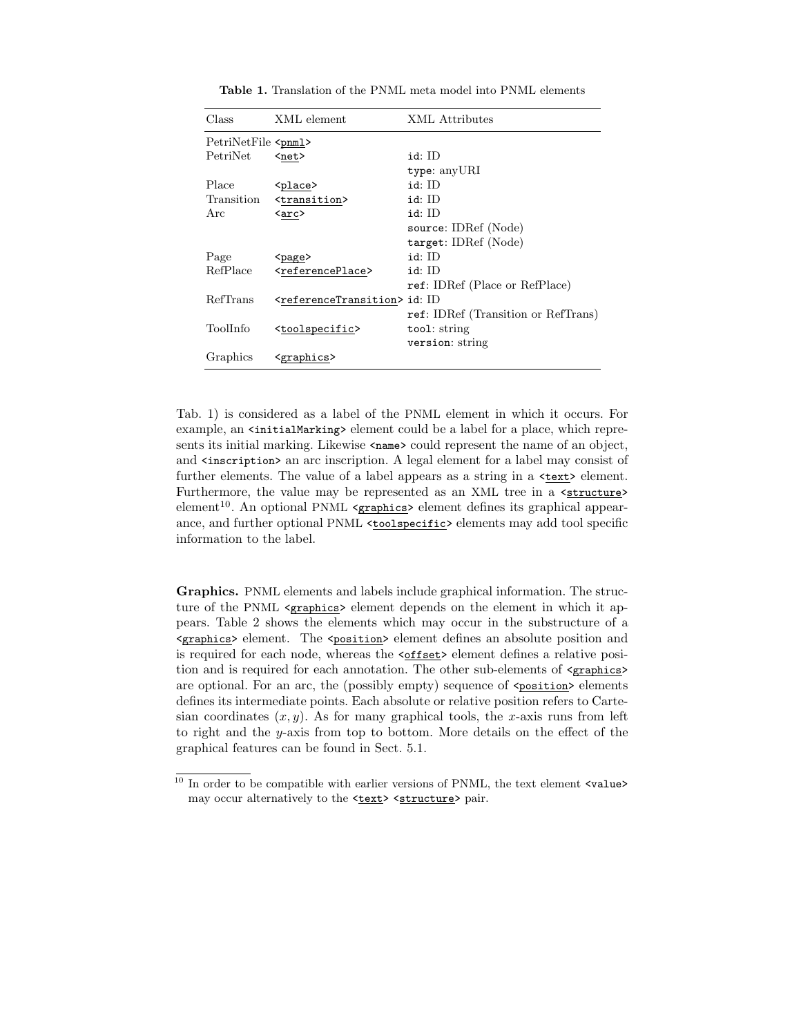**Table 1.** Translation of the PNML meta model into PNML elements

| Class | XML element | XML Attributes |
|---|---|---|
| PetriNetFile | `<pnml>` | |
| PetriNet | `<net>` | `id`: ID |
| | | `type`: anyURI |
| Place | `<place>` | `id`: ID |
| Transition | `<transition>` | `id`: ID |
| Arc | `<arc>` | `id`: ID |
| | | `source`: IDRef (Node) |
| | | `target`: IDRef (Node) |
| Page | `<page>` | `id`: ID |
| RefPlace | `<referencePlace>` | `id`: ID |
| | | `ref`: IDRef (Place or RefPlace) |
| RefTrans | `<referenceTransition>` | `id`: ID |
| | | `ref`: IDRef (Transition or RefTrans) |
| ToolInfo | `<toolspecific>` | `tool`: string |
| | | `version`: string |
| Graphics | `<graphics>` | |

Tab. 1) is considered as a label of the PNML element in which it occurs. For example, an `<initialMarking>` element could be a label for a place, which represents its initial marking. Likewise `<name>` could represent the name of an object, and `<inscription>` an arc inscription. A legal element for a label may consist of further elements. The value of a label appears as a string in a `<text>` element. Furthermore, the value may be represented as an XML tree in a `<structure>` element[10]. An optional PNML `<graphics>` element defines its graphical appearance, and further optional PNML `<toolspecific>` elements may add tool specific information to the label.

**Graphics.** PNML elements and labels include graphical information. The structure of the PNML `<graphics>` element depends on the element in which it appears. Table 2 shows the elements which may occur in the substructure of a `<graphics>` element. The `<position>` element defines an absolute position and is required for each node, whereas the `<offset>` element defines a relative position and is required for each annotation. The other sub-elements of `<graphics>` are optional. For an arc, the (possibly empty) sequence of `<position>` elements defines its intermediate points. Each absolute or relative position refers to Cartesian coordinates $(x, y)$. As for many graphical tools, the $x$-axis runs from left to right and the $y$-axis from top to bottom. More details on the effect of the graphical features can be found in Sect. 5.1.

[10] In order to be compatible with earlier versions of PNML, the text element `<value>` may occur alternatively to the `<text>` `<structure>` pair.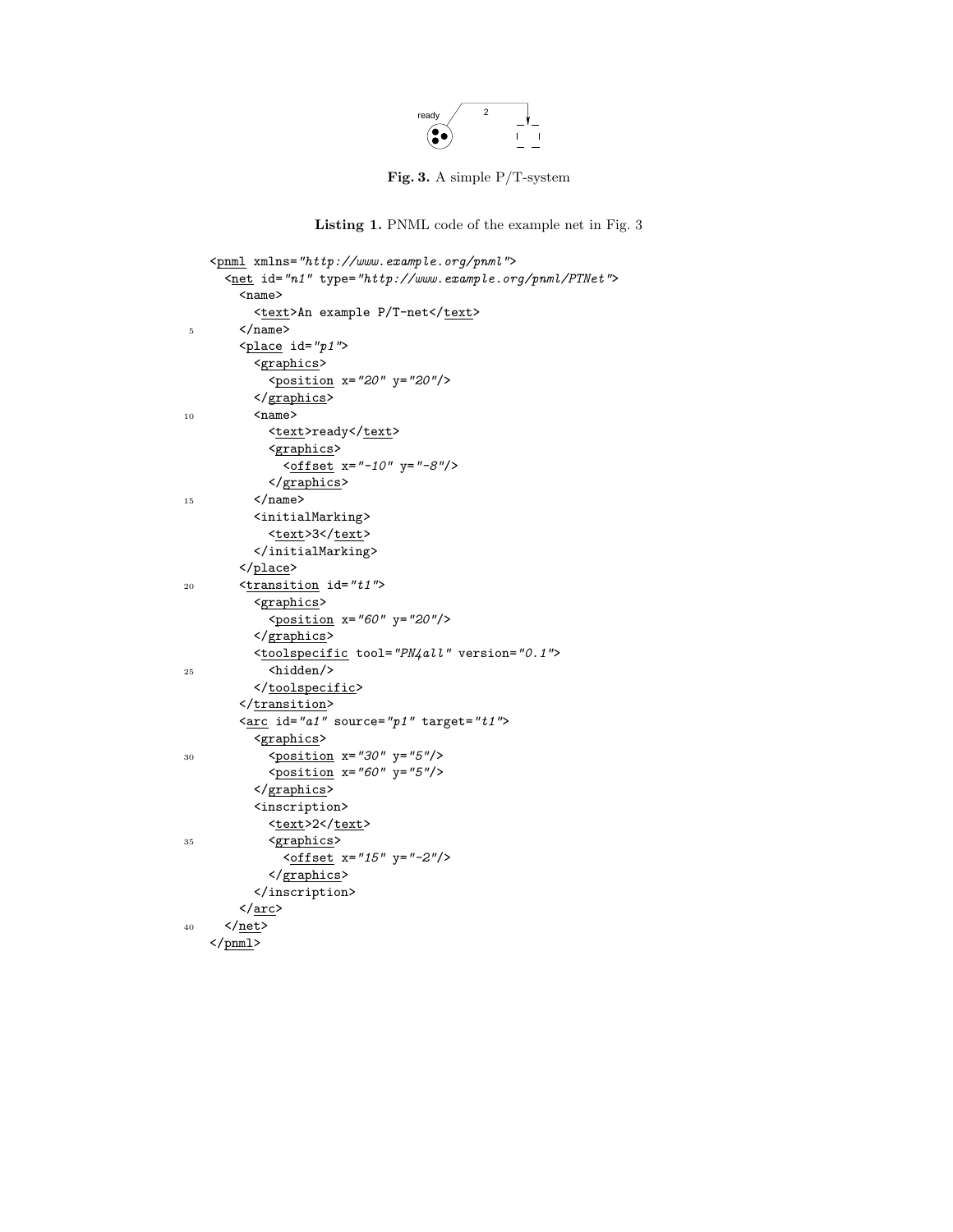**Fig. 3.** A simple P/T-system

**Listing 1.** PNML code of the example net in Fig. 3

```
<pnml xmlns="http://www.example.org/pnml">
  <net id="n1" type="http://www.example.org/pnml/PTNet">
    <name>
      <text>An example P/T-net</text>
    </name>
    <place id="p1">
      <graphics>
        <position x="20" y="20"/>
      </graphics>
      <name>
        <text>ready</text>
        <graphics>
          <offset x="-10" y="-8"/>
        </graphics>
      </name>
      <initialMarking>
        <text>3</text>
      </initialMarking>
    </place>
    <transition id="t1">
      <graphics>
        <position x="60" y="20"/>
      </graphics>
      <toolspecific tool="PN4all" version="0.1">
        <hidden/>
      </toolspecific>
    </transition>
    <arc id="a1" source="p1" target="t1">
      <graphics>
        <position x="30" y="5"/>
        <position x="60" y="5"/>
      </graphics>
      <inscription>
        <text>2</text>
        <graphics>
          <offset x="15" y="-2"/>
        </graphics>
      </inscription>
    </arc>
  </net>
</pnml>
```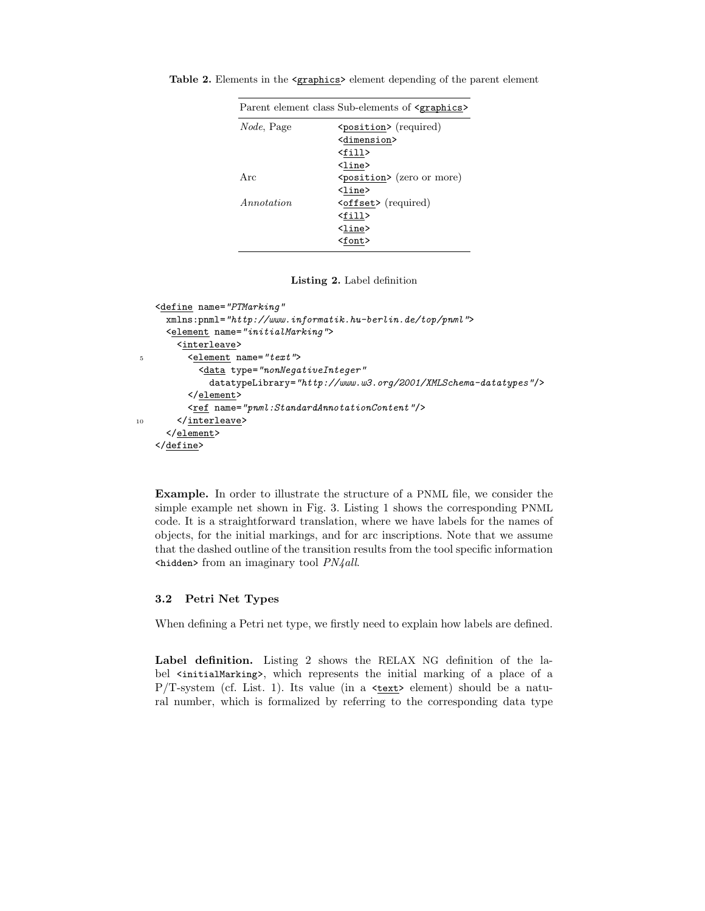**Table 2.** Elements in the `<graphics>` element depending of the parent element

| Parent element class | Sub-elements of `<graphics>` |
|---|---|
| *Node*, Page | `<position>` (required) |
| | `<dimension>` |
| | `<fill>` |
| | `<line>` |
| Arc | `<position>` (zero or more) |
| | `<line>` |
| *Annotation* | `<offset>` (required) |
| | `<fill>` |
| | `<line>` |
| | `<font>` |

**Listing 2.** Label definition

```
<define name="PTMarking"
  xmlns:pnml="http://www.informatik.hu-berlin.de/top/pnml">
  <element name="initialMarking">
    <interleave>
      <element name="text">
        <data type="nonNegativeInteger"
          datatypeLibrary="http://www.w3.org/2001/XMLSchema-datatypes"/>
      </element>
      <ref name="pnml:StandardAnnotationContent"/>
    </interleave>
  </element>
</define>
```

**Example.** In order to illustrate the structure of a PNML file, we consider the simple example net shown in Fig. 3. Listing 1 shows the corresponding PNML code. It is a straightforward translation, where we have labels for the names of objects, for the initial markings, and for arc inscriptions. Note that we assume that the dashed outline of the transition results from the tool specific information `<hidden>` from an imaginary tool *PN4all*.

### 3.2 Petri Net Types

When defining a Petri net type, we firstly need to explain how labels are defined.

**Label definition.** Listing 2 shows the RELAX NG definition of the label `<initialMarking>`, which represents the initial marking of a place of a P/T-system (cf. List. 1). Its value (in a `<text>` element) should be a natural number, which is formalized by referring to the corresponding data type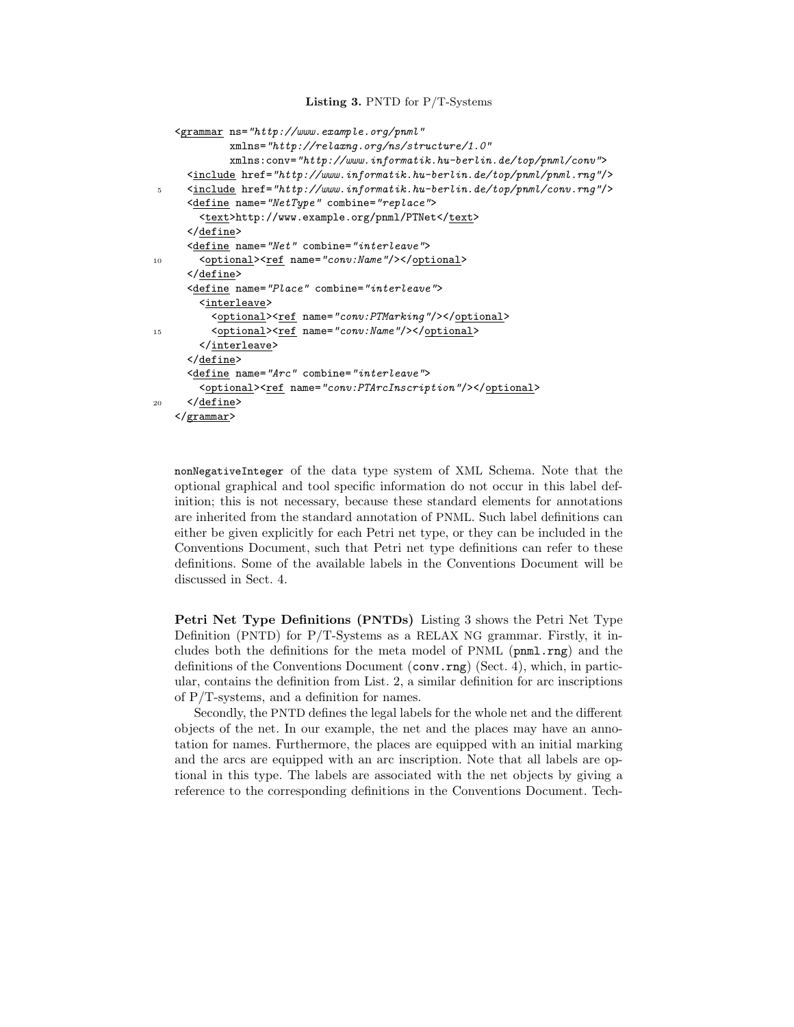**Listing 3.** PNTD for P/T-Systems

```
<grammar ns="http://www.example.org/pnml"
         xmlns="http://relaxng.org/ns/structure/1.0"
         xmlns:conv="http://www.informatik.hu-berlin.de/top/pnml/conv">
  <include href="http://www.informatik.hu-berlin.de/top/pnml/pnml.rng"/>
  <include href="http://www.informatik.hu-berlin.de/top/pnml/conv.rng"/>
  <define name="NetType" combine="replace">
    <text>http://www.example.org/pnml/PTNet</text>
  </define>
  <define name="Net" combine="interleave">
    <optional><ref name="conv:Name"/></optional>
  </define>
  <define name="Place" combine="interleave">
    <interleave>
      <optional><ref name="conv:PTMarking"/></optional>
      <optional><ref name="conv:Name"/></optional>
    </interleave>
  </define>
  <define name="Arc" combine="interleave">
    <optional><ref name="conv:PTArcInscription"/></optional>
  </define>
</grammar>
```

nonNegativeInteger of the data type system of XML Schema. Note that the optional graphical and tool specific information do not occur in this label definition; this is not necessary, because these standard elements for annotations are inherited from the standard annotation of PNML. Such label definitions can either be given explicitly for each Petri net type, or they can be included in the Conventions Document, such that Petri net type definitions can refer to these definitions. Some of the available labels in the Conventions Document will be discussed in Sect. 4.

**Petri Net Type Definitions (PNTDs)** Listing 3 shows the Petri Net Type Definition (PNTD) for P/T-Systems as a RELAX NG grammar. Firstly, it includes both the definitions for the meta model of PNML (pnml.rng) and the definitions of the Conventions Document (conv.rng) (Sect. 4), which, in particular, contains the definition from List. 2, a similar definition for arc inscriptions of P/T-systems, and a definition for names.

Secondly, the PNTD defines the legal labels for the whole net and the different objects of the net. In our example, the net and the places may have an annotation for names. Furthermore, the places are equipped with an initial marking and the arcs are equipped with an arc inscription. Note that all labels are optional in this type. The labels are associated with the net objects by giving a reference to the corresponding definitions in the Conventions Document. Tech-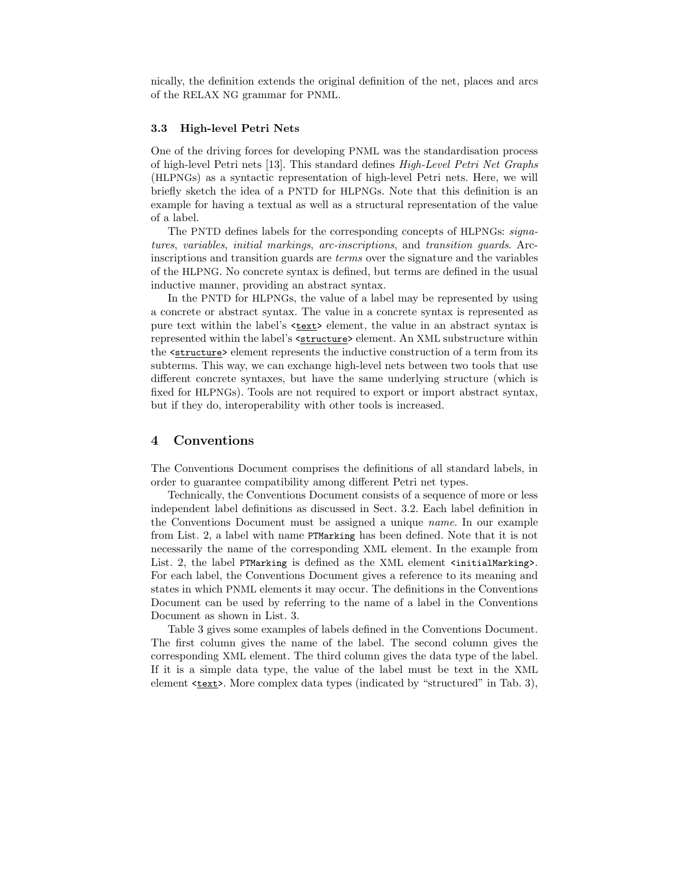nically, the definition extends the original definition of the net, places and arcs of the RELAX NG grammar for PNML.

### 3.3 High-level Petri Nets

One of the driving forces for developing PNML was the standardisation process of high-level Petri nets [13]. This standard defines *High-Level Petri Net Graphs* (HLPNGs) as a syntactic representation of high-level Petri nets. Here, we will briefly sketch the idea of a PNTD for HLPNGs. Note that this definition is an example for having a textual as well as a structural representation of the value of a label.

The PNTD defines labels for the corresponding concepts of HLPNGs: *signatures*, *variables*, *initial markings*, *arc-inscriptions*, and *transition guards*. Arc-inscriptions and transition guards are *terms* over the signature and the variables of the HLPNG. No concrete syntax is defined, but terms are defined in the usual inductive manner, providing an abstract syntax.

In the PNTD for HLPNGs, the value of a label may be represented by using a concrete or abstract syntax. The value in a concrete syntax is represented as pure text within the label's `<text>` element, the value in an abstract syntax is represented within the label's `<structure>` element. An XML substructure within the `<structure>` element represents the inductive construction of a term from its subterms. This way, we can exchange high-level nets between two tools that use different concrete syntaxes, but have the same underlying structure (which is fixed for HLPNGs). Tools are not required to export or import abstract syntax, but if they do, interoperability with other tools is increased.

## 4 Conventions

The Conventions Document comprises the definitions of all standard labels, in order to guarantee compatibility among different Petri net types.

Technically, the Conventions Document consists of a sequence of more or less independent label definitions as discussed in Sect. 3.2. Each label definition in the Conventions Document must be assigned a unique *name*. In our example from List. 2, a label with name `PTMarking` has been defined. Note that it is not necessarily the name of the corresponding XML element. In the example from List. 2, the label `PTMarking` is defined as the XML element `<initialMarking>`. For each label, the Conventions Document gives a reference to its meaning and states in which PNML elements it may occur. The definitions in the Conventions Document can be used by referring to the name of a label in the Conventions Document as shown in List. 3.

Table 3 gives some examples of labels defined in the Conventions Document. The first column gives the name of the label. The second column gives the corresponding XML element. The third column gives the data type of the label. If it is a simple data type, the value of the label must be text in the XML element `<text>`. More complex data types (indicated by "structured" in Tab. 3),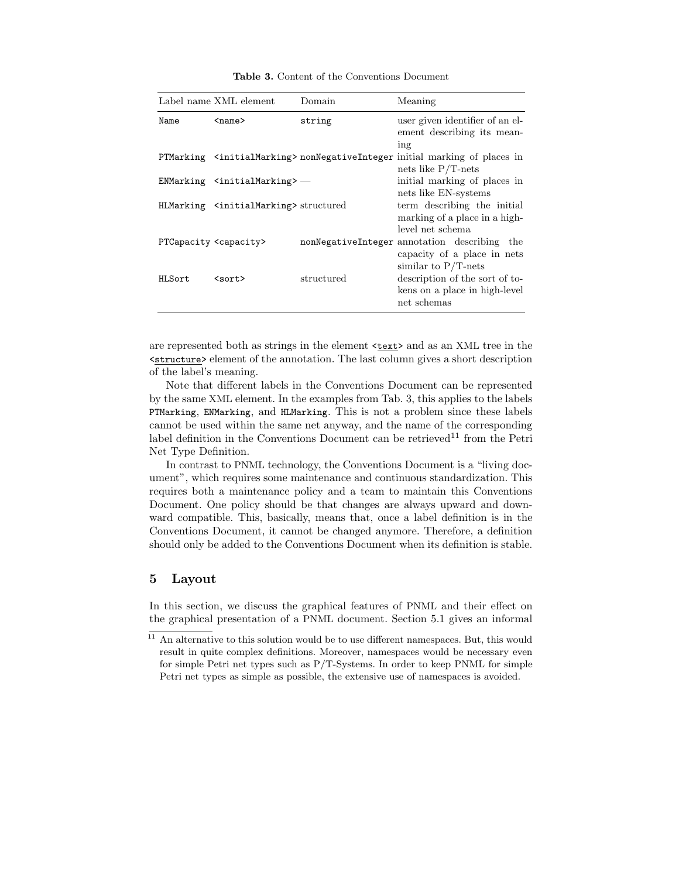**Table 3.** Content of the Conventions Document

| Label name | XML element | Domain | Meaning |
|---|---|---|---|
| `Name` | `<name>` | `string` | user given identifier of an element describing its meaning |
| `PTMarking` | `<initialMarking>` | `nonNegativeInteger` | initial marking of places in nets like P/T-nets |
| `ENMarking` | `<initialMarking>` | — | initial marking of places in nets like EN-systems |
| `HLMarking` | `<initialMarking>` | structured | term describing the initial marking of a place in a high-level net schema |
| `PTCapacity` | `<capacity>` | `nonNegativeInteger` | annotation describing the capacity of a place in nets similar to P/T-nets |
| `HLSort` | `<sort>` | structured | description of the sort of tokens on a place in high-level net schemas |

are represented both as strings in the element `<text>` and as an XML tree in the `<structure>` element of the annotation. The last column gives a short description of the label's meaning.

Note that different labels in the Conventions Document can be represented by the same XML element. In the examples from Tab. 3, this applies to the labels `PTMarking`, `ENMarking`, and `HLMarking`. This is not a problem since these labels cannot be used within the same net anyway, and the name of the corresponding label definition in the Conventions Document can be retrieved[11] from the Petri Net Type Definition.

In contrast to PNML technology, the Conventions Document is a "living document", which requires some maintenance and continuous standardization. This requires both a maintenance policy and a team to maintain this Conventions Document. One policy should be that changes are always upward and downward compatible. This, basically, means that, once a label definition is in the Conventions Document, it cannot be changed anymore. Therefore, a definition should only be added to the Conventions Document when its definition is stable.

## 5 Layout

In this section, we discuss the graphical features of PNML and their effect on the graphical presentation of a PNML document. Section 5.1 gives an informal

[11] An alternative to this solution would be to use different namespaces. But, this would result in quite complex definitions. Moreover, namespaces would be necessary even for simple Petri net types such as P/T-Systems. In order to keep PNML for simple Petri net types as simple as possible, the extensive use of namespaces is avoided.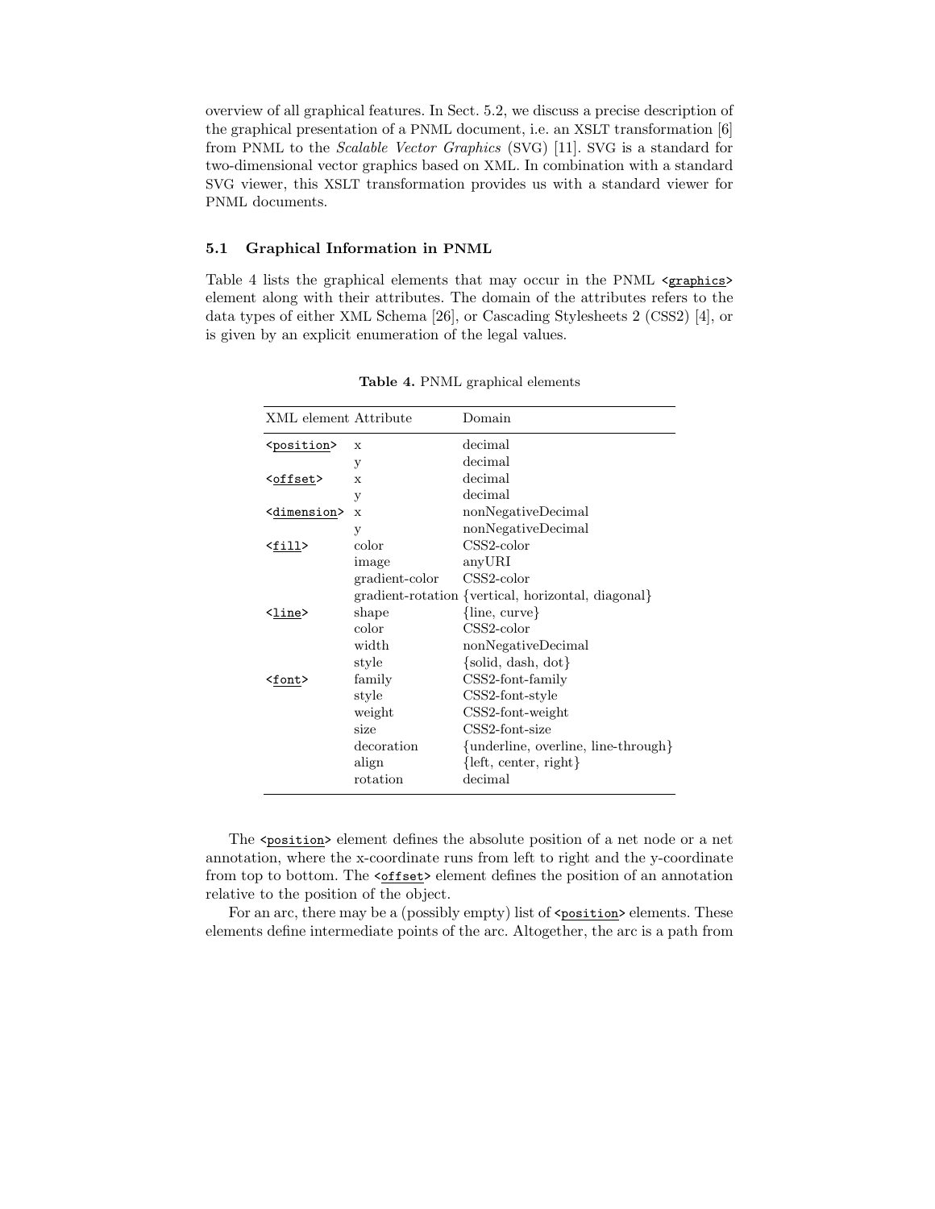overview of all graphical features. In Sect. 5.2, we discuss a precise description of the graphical presentation of a PNML document, i.e. an XSLT transformation [6] from PNML to the *Scalable Vector Graphics* (SVG) [11]. SVG is a standard for two-dimensional vector graphics based on XML. In combination with a standard SVG viewer, this XSLT transformation provides us with a standard viewer for PNML documents.

### 5.1 Graphical Information in PNML

Table 4 lists the graphical elements that may occur in the PNML `<graphics>` element along with their attributes. The domain of the attributes refers to the data types of either XML Schema [26], or Cascading Stylesheets 2 (CSS2) [4], or is given by an explicit enumeration of the legal values.

**Table 4.** PNML graphical elements

| XML element | Attribute | Domain |
|---|---|---|
| `<position>` | x | decimal |
| | y | decimal |
| `<offset>` | x | decimal |
| | y | decimal |
| `<dimension>` | x | nonNegativeDecimal |
| | y | nonNegativeDecimal |
| `<fill>` | color | CSS2-color |
| | image | anyURI |
| | gradient-color | CSS2-color |
| | gradient-rotation | {vertical, horizontal, diagonal} |
| `<line>` | shape | {line, curve} |
| | color | CSS2-color |
| | width | nonNegativeDecimal |
| | style | {solid, dash, dot} |
| `<font>` | family | CSS2-font-family |
| | style | CSS2-font-style |
| | weight | CSS2-font-weight |
| | size | CSS2-font-size |
| | decoration | {underline, overline, line-through} |
| | align | {left, center, right} |
| | rotation | decimal |

The `<position>` element defines the absolute position of a net node or a net annotation, where the x-coordinate runs from left to right and the y-coordinate from top to bottom. The `<offset>` element defines the position of an annotation relative to the position of the object.

For an arc, there may be a (possibly empty) list of `<position>` elements. These elements define intermediate points of the arc. Altogether, the arc is a path from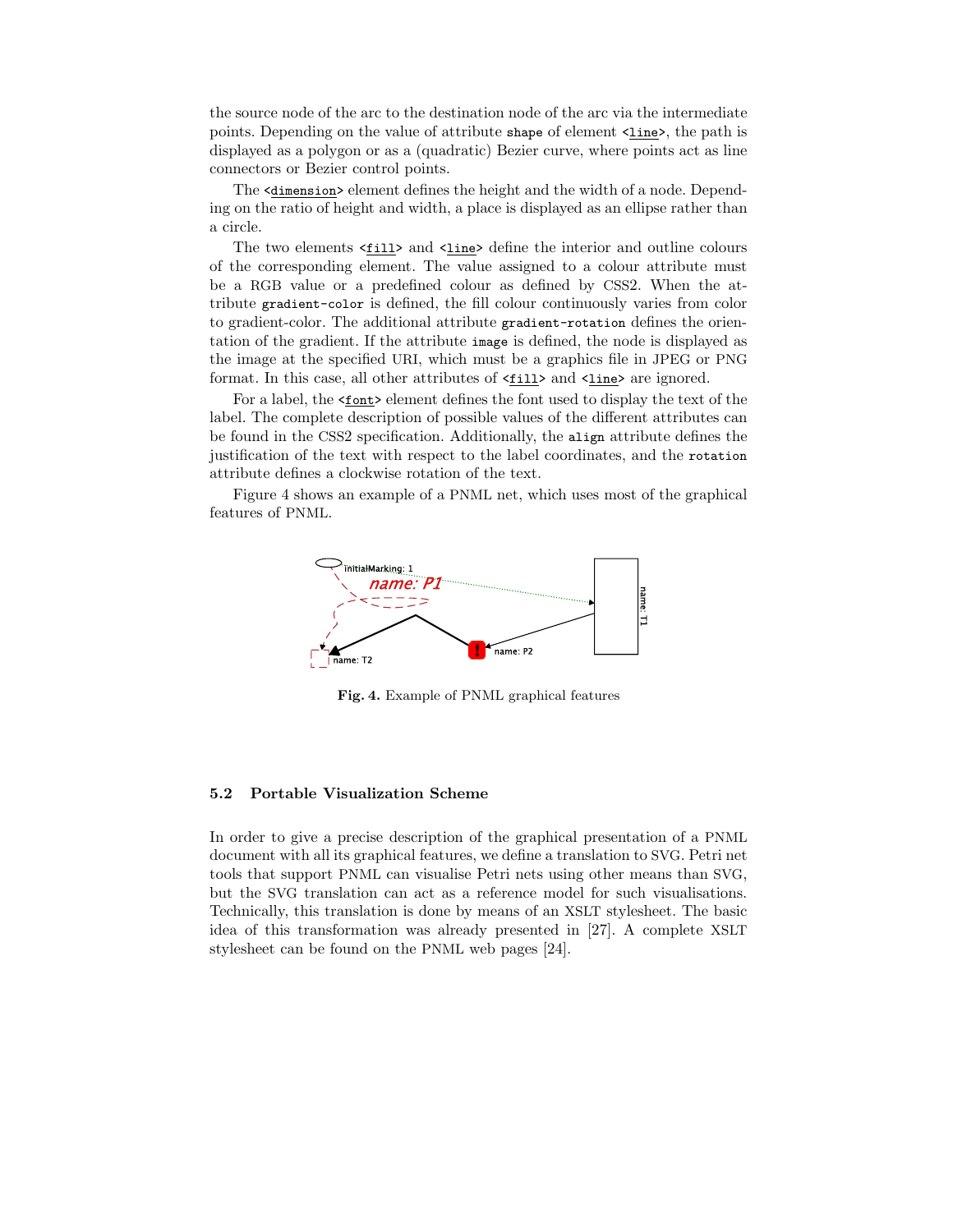the source node of the arc to the destination node of the arc via the intermediate points. Depending on the value of attribute `shape` of element `<line>`, the path is displayed as a polygon or as a (quadratic) Bezier curve, where points act as line connectors or Bezier control points.

The `<dimension>` element defines the height and the width of a node. Depending on the ratio of height and width, a place is displayed as an ellipse rather than a circle.

The two elements `<fill>` and `<line>` define the interior and outline colours of the corresponding element. The value assigned to a colour attribute must be a RGB value or a predefined colour as defined by CSS2. When the attribute `gradient-color` is defined, the fill colour continuously varies from color to gradient-color. The additional attribute `gradient-rotation` defines the orientation of the gradient. If the attribute `image` is defined, the node is displayed as the image at the specified URI, which must be a graphics file in JPEG or PNG format. In this case, all other attributes of `<fill>` and `<line>` are ignored.

For a label, the `<font>` element defines the font used to display the text of the label. The complete description of possible values of the different attributes can be found in the CSS2 specification. Additionally, the `align` attribute defines the justification of the text with respect to the label coordinates, and the `rotation` attribute defines a clockwise rotation of the text.

Figure 4 shows an example of a PNML net, which uses most of the graphical features of PNML.

**Fig. 4.** Example of PNML graphical features

### 5.2 Portable Visualization Scheme

In order to give a precise description of the graphical presentation of a PNML document with all its graphical features, we define a translation to SVG. Petri net tools that support PNML can visualise Petri nets using other means than SVG, but the SVG translation can act as a reference model for such visualisations. Technically, this translation is done by means of an XSLT stylesheet. The basic idea of this transformation was already presented in [27]. A complete XSLT stylesheet can be found on the PNML web pages [24].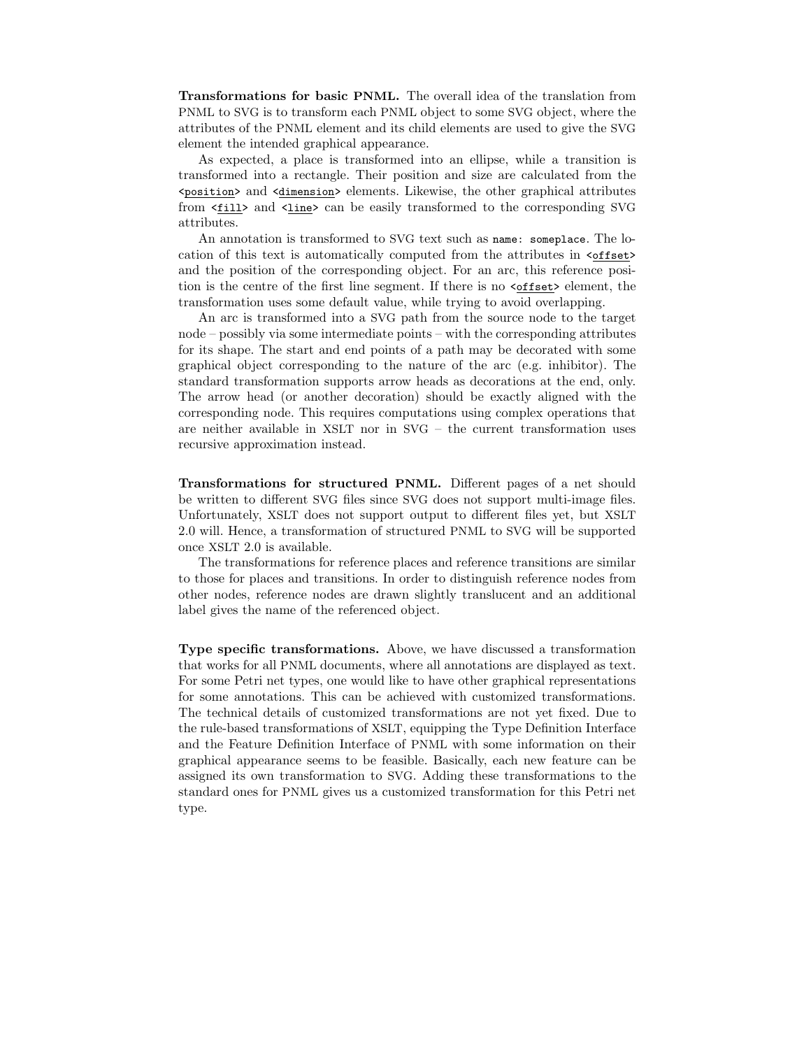**Transformations for basic PNML.** The overall idea of the translation from PNML to SVG is to transform each PNML object to some SVG object, where the attributes of the PNML element and its child elements are used to give the SVG element the intended graphical appearance.

As expected, a place is transformed into an ellipse, while a transition is transformed into a rectangle. Their position and size are calculated from the `<position>` and `<dimension>` elements. Likewise, the other graphical attributes from `<fill>` and `<line>` can be easily transformed to the corresponding SVG attributes.

An annotation is transformed to SVG text such as `name: someplace`. The location of this text is automatically computed from the attributes in `<offset>` and the position of the corresponding object. For an arc, this reference position is the centre of the first line segment. If there is no `<offset>` element, the transformation uses some default value, while trying to avoid overlapping.

An arc is transformed into a SVG path from the source node to the target node – possibly via some intermediate points – with the corresponding attributes for its shape. The start and end points of a path may be decorated with some graphical object corresponding to the nature of the arc (e.g. inhibitor). The standard transformation supports arrow heads as decorations at the end, only. The arrow head (or another decoration) should be exactly aligned with the corresponding node. This requires computations using complex operations that are neither available in XSLT nor in SVG – the current transformation uses recursive approximation instead.

**Transformations for structured PNML.** Different pages of a net should be written to different SVG files since SVG does not support multi-image files. Unfortunately, XSLT does not support output to different files yet, but XSLT 2.0 will. Hence, a transformation of structured PNML to SVG will be supported once XSLT 2.0 is available.

The transformations for reference places and reference transitions are similar to those for places and transitions. In order to distinguish reference nodes from other nodes, reference nodes are drawn slightly translucent and an additional label gives the name of the referenced object.

**Type specific transformations.** Above, we have discussed a transformation that works for all PNML documents, where all annotations are displayed as text. For some Petri net types, one would like to have other graphical representations for some annotations. This can be achieved with customized transformations. The technical details of customized transformations are not yet fixed. Due to the rule-based transformations of XSLT, equipping the Type Definition Interface and the Feature Definition Interface of PNML with some information on their graphical appearance seems to be feasible. Basically, each new feature can be assigned its own transformation to SVG. Adding these transformations to the standard ones for PNML gives us a customized transformation for this Petri net type.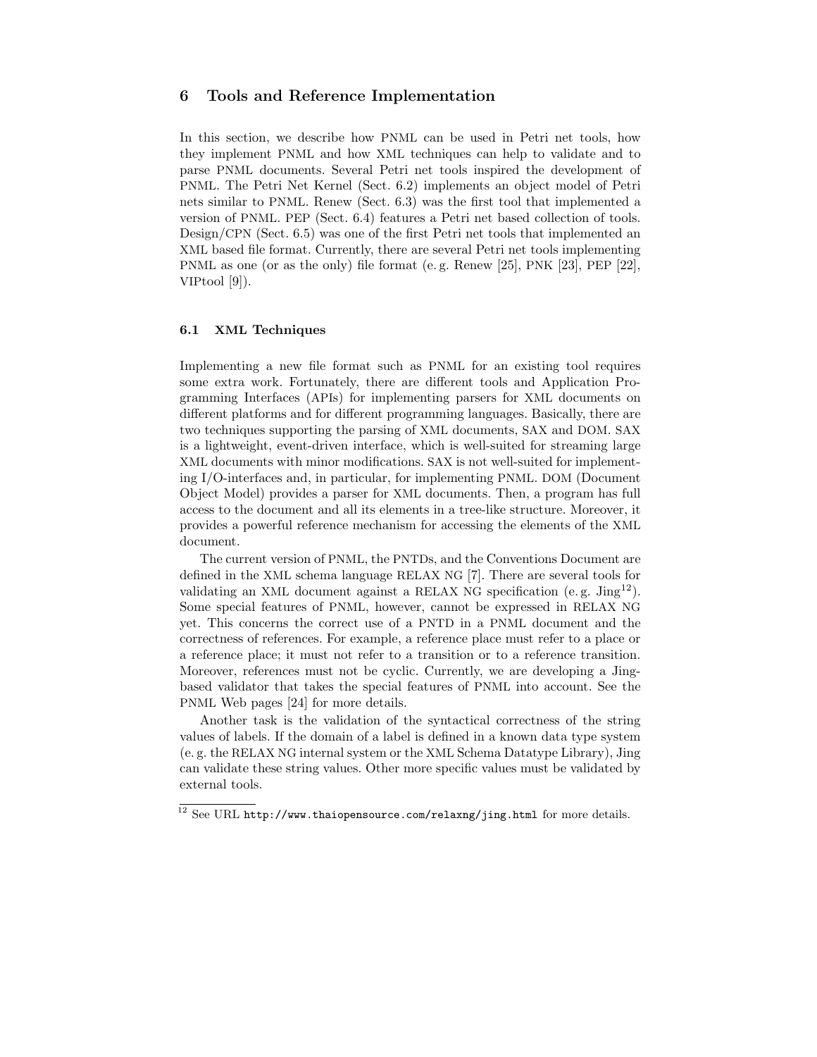## 6 Tools and Reference Implementation

In this section, we describe how PNML can be used in Petri net tools, how they implement PNML and how XML techniques can help to validate and to parse PNML documents. Several Petri net tools inspired the development of PNML. The Petri Net Kernel (Sect. 6.2) implements an object model of Petri nets similar to PNML. Renew (Sect. 6.3) was the first tool that implemented a version of PNML. PEP (Sect. 6.4) features a Petri net based collection of tools. Design/CPN (Sect. 6.5) was one of the first Petri net tools that implemented an XML based file format. Currently, there are several Petri net tools implementing PNML as one (or as the only) file format (e. g. Renew [25], PNK [23], PEP [22], VIPtool [9]).

### 6.1 XML Techniques

Implementing a new file format such as PNML for an existing tool requires some extra work. Fortunately, there are different tools and Application Programming Interfaces (APIs) for implementing parsers for XML documents on different platforms and for different programming languages. Basically, there are two techniques supporting the parsing of XML documents, SAX and DOM. SAX is a lightweight, event-driven interface, which is well-suited for streaming large XML documents with minor modifications. SAX is not well-suited for implementing I/O-interfaces and, in particular, for implementing PNML. DOM (Document Object Model) provides a parser for XML documents. Then, a program has full access to the document and all its elements in a tree-like structure. Moreover, it provides a powerful reference mechanism for accessing the elements of the XML document.

The current version of PNML, the PNTDs, and the Conventions Document are defined in the XML schema language RELAX NG [7]. There are several tools for validating an XML document against a RELAX NG specification (e. g. Jing[12]). Some special features of PNML, however, cannot be expressed in RELAX NG yet. This concerns the correct use of a PNTD in a PNML document and the correctness of references. For example, a reference place must refer to a place or a reference place; it must not refer to a transition or to a reference transition. Moreover, references must not be cyclic. Currently, we are developing a Jing-based validator that takes the special features of PNML into account. See the PNML Web pages [24] for more details.

Another task is the validation of the syntactical correctness of the string values of labels. If the domain of a label is defined in a known data type system (e. g. the RELAX NG internal system or the XML Schema Datatype Library), Jing can validate these string values. Other more specific values must be validated by external tools.

[12] See URL `http://www.thaiopensource.com/relaxng/jing.html` for more details.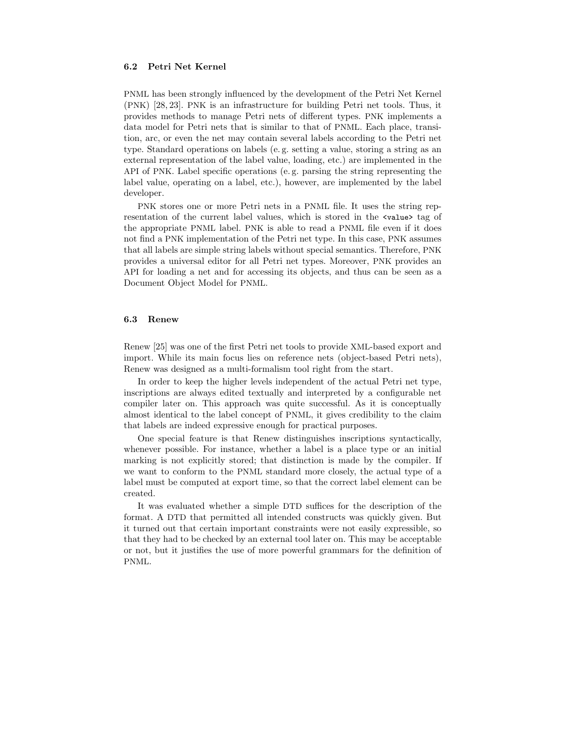### 6.2 Petri Net Kernel

PNML has been strongly influenced by the development of the Petri Net Kernel (PNK) [28, 23]. PNK is an infrastructure for building Petri net tools. Thus, it provides methods to manage Petri nets of different types. PNK implements a data model for Petri nets that is similar to that of PNML. Each place, transition, arc, or even the net may contain several labels according to the Petri net type. Standard operations on labels (e. g. setting a value, storing a string as an external representation of the label value, loading, etc.) are implemented in the API of PNK. Label specific operations (e. g. parsing the string representing the label value, operating on a label, etc.), however, are implemented by the label developer.

PNK stores one or more Petri nets in a PNML file. It uses the string representation of the current label values, which is stored in the `<value>` tag of the appropriate PNML label. PNK is able to read a PNML file even if it does not find a PNK implementation of the Petri net type. In this case, PNK assumes that all labels are simple string labels without special semantics. Therefore, PNK provides a universal editor for all Petri net types. Moreover, PNK provides an API for loading a net and for accessing its objects, and thus can be seen as a Document Object Model for PNML.

### 6.3 Renew

Renew [25] was one of the first Petri net tools to provide XML-based export and import. While its main focus lies on reference nets (object-based Petri nets), Renew was designed as a multi-formalism tool right from the start.

In order to keep the higher levels independent of the actual Petri net type, inscriptions are always edited textually and interpreted by a configurable net compiler later on. This approach was quite successful. As it is conceptually almost identical to the label concept of PNML, it gives credibility to the claim that labels are indeed expressive enough for practical purposes.

One special feature is that Renew distinguishes inscriptions syntactically, whenever possible. For instance, whether a label is a place type or an initial marking is not explicitly stored; that distinction is made by the compiler. If we want to conform to the PNML standard more closely, the actual type of a label must be computed at export time, so that the correct label element can be created.

It was evaluated whether a simple DTD suffices for the description of the format. A DTD that permitted all intended constructs was quickly given. But it turned out that certain important constraints were not easily expressible, so that they had to be checked by an external tool later on. This may be acceptable or not, but it justifies the use of more powerful grammars for the definition of PNML.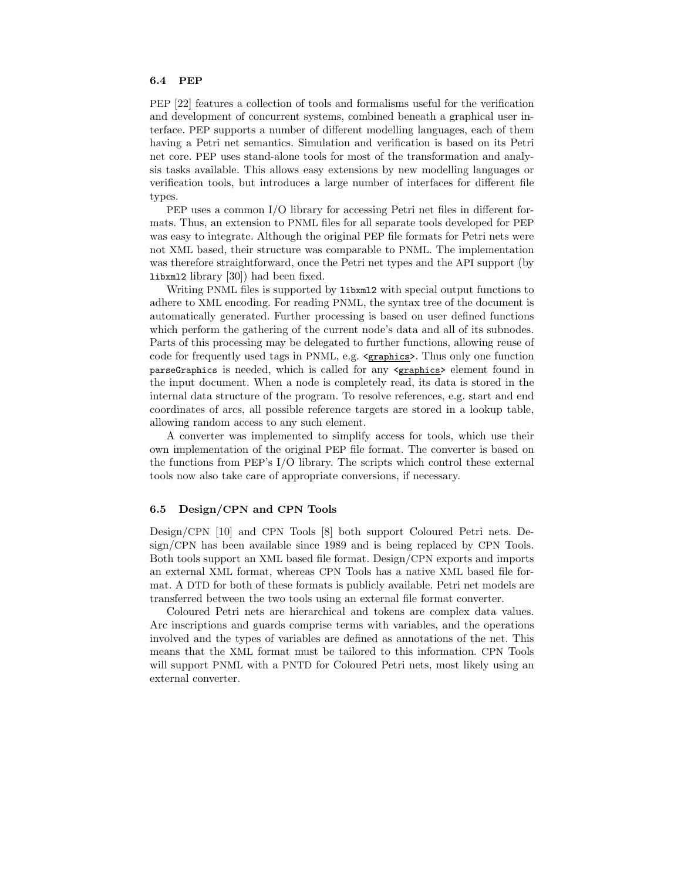### 6.4 PEP

PEP [22] features a collection of tools and formalisms useful for the verification and development of concurrent systems, combined beneath a graphical user interface. PEP supports a number of different modelling languages, each of them having a Petri net semantics. Simulation and verification is based on its Petri net core. PEP uses stand-alone tools for most of the transformation and analysis tasks available. This allows easy extensions by new modelling languages or verification tools, but introduces a large number of interfaces for different file types.

PEP uses a common I/O library for accessing Petri net files in different formats. Thus, an extension to PNML files for all separate tools developed for PEP was easy to integrate. Although the original PEP file formats for Petri nets were not XML based, their structure was comparable to PNML. The implementation was therefore straightforward, once the Petri net types and the API support (by `libxml2` library [30]) had been fixed.

Writing PNML files is supported by `libxml2` with special output functions to adhere to XML encoding. For reading PNML, the syntax tree of the document is automatically generated. Further processing is based on user defined functions which perform the gathering of the current node's data and all of its subnodes. Parts of this processing may be delegated to further functions, allowing reuse of code for frequently used tags in PNML, e.g. `<graphics>`. Thus only one function `parseGraphics` is needed, which is called for any `<graphics>` element found in the input document. When a node is completely read, its data is stored in the internal data structure of the program. To resolve references, e.g. start and end coordinates of arcs, all possible reference targets are stored in a lookup table, allowing random access to any such element.

A converter was implemented to simplify access for tools, which use their own implementation of the original PEP file format. The converter is based on the functions from PEP's I/O library. The scripts which control these external tools now also take care of appropriate conversions, if necessary.

### 6.5 Design/CPN and CPN Tools

Design/CPN [10] and CPN Tools [8] both support Coloured Petri nets. Design/CPN has been available since 1989 and is being replaced by CPN Tools. Both tools support an XML based file format. Design/CPN exports and imports an external XML format, whereas CPN Tools has a native XML based file format. A DTD for both of these formats is publicly available. Petri net models are transferred between the two tools using an external file format converter.

Coloured Petri nets are hierarchical and tokens are complex data values. Arc inscriptions and guards comprise terms with variables, and the operations involved and the types of variables are defined as annotations of the net. This means that the XML format must be tailored to this information. CPN Tools will support PNML with a PNTD for Coloured Petri nets, most likely using an external converter.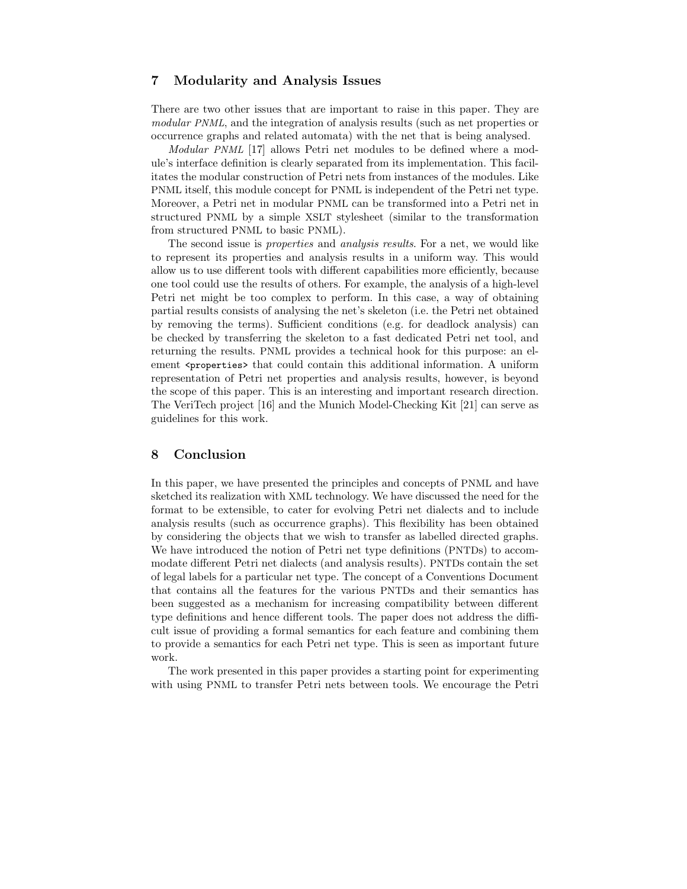## 7 Modularity and Analysis Issues

There are two other issues that are important to raise in this paper. They are *modular PNML*, and the integration of analysis results (such as net properties or occurrence graphs and related automata) with the net that is being analysed.

*Modular PNML* [17] allows Petri net modules to be defined where a module's interface definition is clearly separated from its implementation. This facilitates the modular construction of Petri nets from instances of the modules. Like PNML itself, this module concept for PNML is independent of the Petri net type. Moreover, a Petri net in modular PNML can be transformed into a Petri net in structured PNML by a simple XSLT stylesheet (similar to the transformation from structured PNML to basic PNML).

The second issue is *properties* and *analysis results*. For a net, we would like to represent its properties and analysis results in a uniform way. This would allow us to use different tools with different capabilities more efficiently, because one tool could use the results of others. For example, the analysis of a high-level Petri net might be too complex to perform. In this case, a way of obtaining partial results consists of analysing the net's skeleton (i.e. the Petri net obtained by removing the terms). Sufficient conditions (e.g. for deadlock analysis) can be checked by transferring the skeleton to a fast dedicated Petri net tool, and returning the results. PNML provides a technical hook for this purpose: an element `<properties>` that could contain this additional information. A uniform representation of Petri net properties and analysis results, however, is beyond the scope of this paper. This is an interesting and important research direction. The VeriTech project [16] and the Munich Model-Checking Kit [21] can serve as guidelines for this work.

## 8 Conclusion

In this paper, we have presented the principles and concepts of PNML and have sketched its realization with XML technology. We have discussed the need for the format to be extensible, to cater for evolving Petri net dialects and to include analysis results (such as occurrence graphs). This flexibility has been obtained by considering the objects that we wish to transfer as labelled directed graphs. We have introduced the notion of Petri net type definitions (PNTDs) to accommodate different Petri net dialects (and analysis results). PNTDs contain the set of legal labels for a particular net type. The concept of a Conventions Document that contains all the features for the various PNTDs and their semantics has been suggested as a mechanism for increasing compatibility between different type definitions and hence different tools. The paper does not address the difficult issue of providing a formal semantics for each feature and combining them to provide a semantics for each Petri net type. This is seen as important future work.

The work presented in this paper provides a starting point for experimenting with using PNML to transfer Petri nets between tools. We encourage the Petri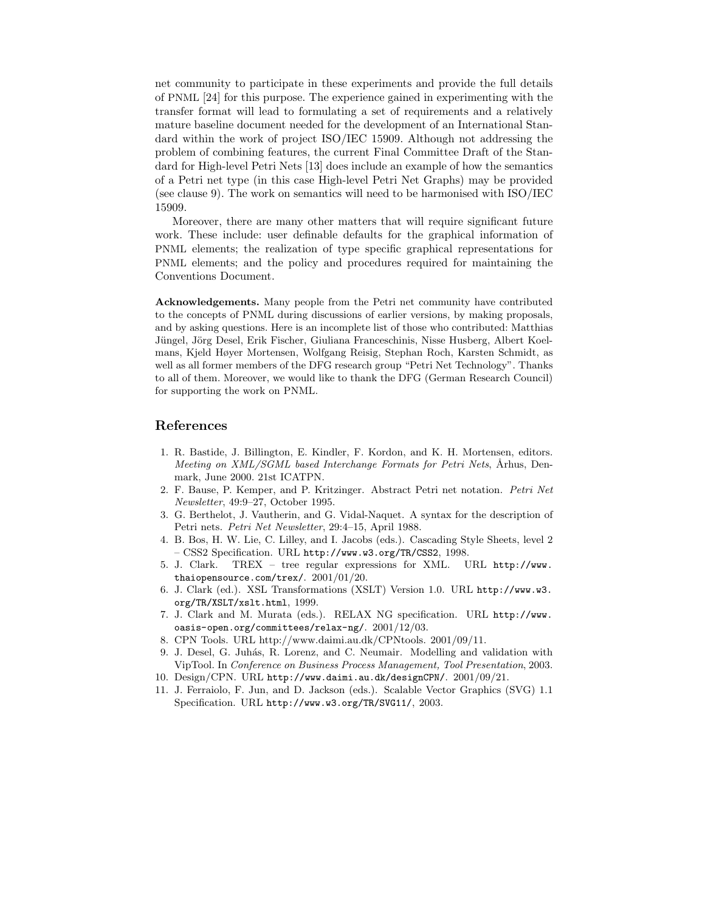net community to participate in these experiments and provide the full details of PNML [24] for this purpose. The experience gained in experimenting with the transfer format will lead to formulating a set of requirements and a relatively mature baseline document needed for the development of an International Standard within the work of project ISO/IEC 15909. Although not addressing the problem of combining features, the current Final Committee Draft of the Standard for High-level Petri Nets [13] does include an example of how the semantics of a Petri net type (in this case High-level Petri Net Graphs) may be provided (see clause 9). The work on semantics will need to be harmonised with ISO/IEC 15909.

Moreover, there are many other matters that will require significant future work. These include: user definable defaults for the graphical information of PNML elements; the realization of type specific graphical representations for PNML elements; and the policy and procedures required for maintaining the Conventions Document.

**Acknowledgements.** Many people from the Petri net community have contributed to the concepts of PNML during discussions of earlier versions, by making proposals, and by asking questions. Here is an incomplete list of those who contributed: Matthias Jüngel, Jörg Desel, Erik Fischer, Giuliana Franceschinis, Nisse Husberg, Albert Koelmans, Kjeld Høyer Mortensen, Wolfgang Reisig, Stephan Roch, Karsten Schmidt, as well as all former members of the DFG research group "Petri Net Technology". Thanks to all of them. Moreover, we would like to thank the DFG (German Research Council) for supporting the work on PNML.

## References

1. R. Bastide, J. Billington, E. Kindler, F. Kordon, and K. H. Mortensen, editors. *Meeting on XML/SGML based Interchange Formats for Petri Nets*, Århus, Denmark, June 2000. 21st ICATPN.
2. F. Bause, P. Kemper, and P. Kritzinger. Abstract Petri net notation. *Petri Net Newsletter*, 49:9–27, October 1995.
3. G. Berthelot, J. Vautherin, and G. Vidal-Naquet. A syntax for the description of Petri nets. *Petri Net Newsletter*, 29:4–15, April 1988.
4. B. Bos, H. W. Lie, C. Lilley, and I. Jacobs (eds.). Cascading Style Sheets, level 2 – CSS2 Specification. URL `http://www.w3.org/TR/CSS2`, 1998.
5. J. Clark. TREX – tree regular expressions for XML. URL `http://www.thaiopensource.com/trex/`. 2001/01/20.
6. J. Clark (ed.). XSL Transformations (XSLT) Version 1.0. URL `http://www.w3.org/TR/XSLT/xslt.html`, 1999.
7. J. Clark and M. Murata (eds.). RELAX NG specification. URL `http://www.oasis-open.org/committees/relax-ng/`. 2001/12/03.
8. CPN Tools. URL http://www.daimi.au.dk/CPNtools. 2001/09/11.
9. J. Desel, G. Juhás, R. Lorenz, and C. Neumair. Modelling and validation with VipTool. In *Conference on Business Process Management, Tool Presentation*, 2003.
10. Design/CPN. URL `http://www.daimi.au.dk/designCPN/`. 2001/09/21.
11. J. Ferraiolo, F. Jun, and D. Jackson (eds.). Scalable Vector Graphics (SVG) 1.1 Specification. URL `http://www.w3.org/TR/SVG11/`, 2003.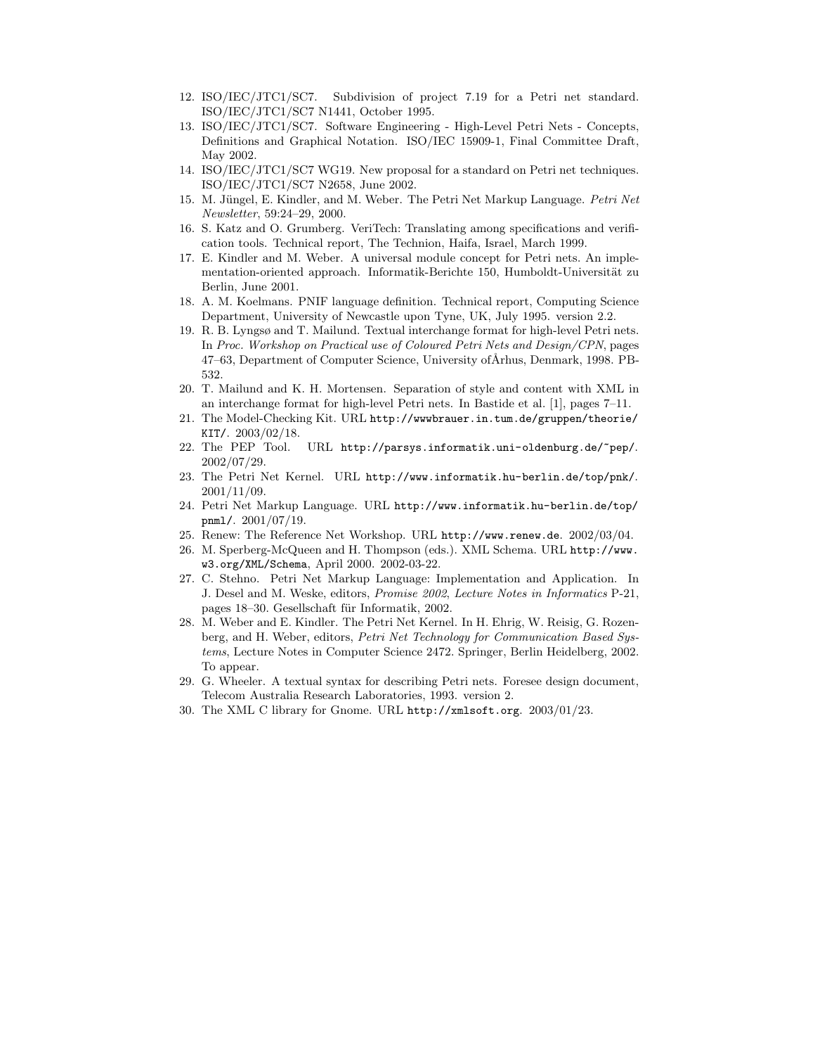12. ISO/IEC/JTC1/SC7. Subdivision of project 7.19 for a Petri net standard. ISO/IEC/JTC1/SC7 N1441, October 1995.
13. ISO/IEC/JTC1/SC7. Software Engineering - High-Level Petri Nets - Concepts, Definitions and Graphical Notation. ISO/IEC 15909-1, Final Committee Draft, May 2002.
14. ISO/IEC/JTC1/SC7 WG19. New proposal for a standard on Petri net techniques. ISO/IEC/JTC1/SC7 N2658, June 2002.
15. M. Jüngel, E. Kindler, and M. Weber. The Petri Net Markup Language. *Petri Net Newsletter*, 59:24–29, 2000.
16. S. Katz and O. Grumberg. VeriTech: Translating among specifications and verification tools. Technical report, The Technion, Haifa, Israel, March 1999.
17. E. Kindler and M. Weber. A universal module concept for Petri nets. An implementation-oriented approach. Informatik-Berichte 150, Humboldt-Universität zu Berlin, June 2001.
18. A. M. Koelmans. PNIF language definition. Technical report, Computing Science Department, University of Newcastle upon Tyne, UK, July 1995. version 2.2.
19. R. B. Lyngsø and T. Mailund. Textual interchange format for high-level Petri nets. In *Proc. Workshop on Practical use of Coloured Petri Nets and Design/CPN*, pages 47–63, Department of Computer Science, University ofÅrhus, Denmark, 1998. PB-532.
20. T. Mailund and K. H. Mortensen. Separation of style and content with XML in an interchange format for high-level Petri nets. In Bastide et al. [1], pages 7–11.
21. The Model-Checking Kit. URL `http://wwwbrauer.in.tum.de/gruppen/theorie/KIT/`. 2003/02/18.
22. The PEP Tool. URL `http://parsys.informatik.uni-oldenburg.de/~pep/`. 2002/07/29.
23. The Petri Net Kernel. URL `http://www.informatik.hu-berlin.de/top/pnk/`. 2001/11/09.
24. Petri Net Markup Language. URL `http://www.informatik.hu-berlin.de/top/pnml/`. 2001/07/19.
25. Renew: The Reference Net Workshop. URL `http://www.renew.de`. 2002/03/04.
26. M. Sperberg-McQueen and H. Thompson (eds.). XML Schema. URL `http://www.w3.org/XML/Schema`, April 2000. 2002-03-22.
27. C. Stehno. Petri Net Markup Language: Implementation and Application. In J. Desel and M. Weske, editors, *Promise 2002*, *Lecture Notes in Informatics* P-21, pages 18–30. Gesellschaft für Informatik, 2002.
28. M. Weber and E. Kindler. The Petri Net Kernel. In H. Ehrig, W. Reisig, G. Rozenberg, and H. Weber, editors, *Petri Net Technology for Communication Based Systems*, Lecture Notes in Computer Science 2472. Springer, Berlin Heidelberg, 2002. To appear.
29. G. Wheeler. A textual syntax for describing Petri nets. Foresee design document, Telecom Australia Research Laboratories, 1993. version 2.
30. The XML C library for Gnome. URL `http://xmlsoft.org`. 2003/01/23.